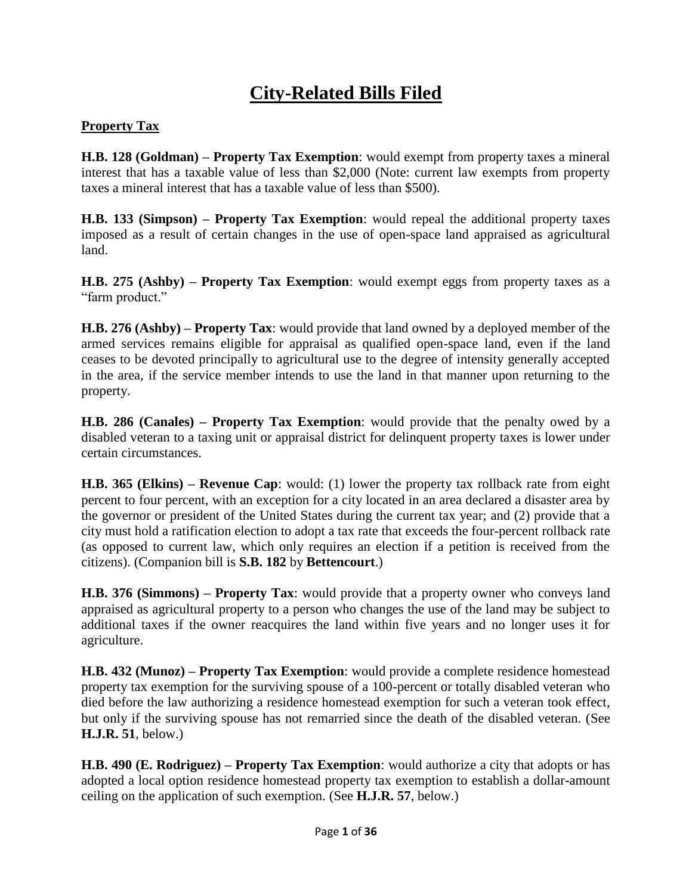# City-Related Bills Filed

## Property Tax

**H.B. 128 (Goldman) – Property Tax Exemption**: would exempt from property taxes a mineral interest that has a taxable value of less than $2,000 (Note: current law exempts from property taxes a mineral interest that has a taxable value of less than $500).

**H.B. 133 (Simpson) – Property Tax Exemption**: would repeal the additional property taxes imposed as a result of certain changes in the use of open-space land appraised as agricultural land.

**H.B. 275 (Ashby) – Property Tax Exemption**: would exempt eggs from property taxes as a "farm product."

**H.B. 276 (Ashby) – Property Tax**: would provide that land owned by a deployed member of the armed services remains eligible for appraisal as qualified open-space land, even if the land ceases to be devoted principally to agricultural use to the degree of intensity generally accepted in the area, if the service member intends to use the land in that manner upon returning to the property.

**H.B. 286 (Canales) – Property Tax Exemption**: would provide that the penalty owed by a disabled veteran to a taxing unit or appraisal district for delinquent property taxes is lower under certain circumstances.

**H.B. 365 (Elkins) – Revenue Cap**: would: (1) lower the property tax rollback rate from eight percent to four percent, with an exception for a city located in an area declared a disaster area by the governor or president of the United States during the current tax year; and (2) provide that a city must hold a ratification election to adopt a tax rate that exceeds the four-percent rollback rate (as opposed to current law, which only requires an election if a petition is received from the citizens). (Companion bill is **S.B. 182** by **Bettencourt**.)

**H.B. 376 (Simmons) – Property Tax**: would provide that a property owner who conveys land appraised as agricultural property to a person who changes the use of the land may be subject to additional taxes if the owner reacquires the land within five years and no longer uses it for agriculture.

**H.B. 432 (Munoz) – Property Tax Exemption**: would provide a complete residence homestead property tax exemption for the surviving spouse of a 100-percent or totally disabled veteran who died before the law authorizing a residence homestead exemption for such a veteran took effect, but only if the surviving spouse has not remarried since the death of the disabled veteran. (See **H.J.R. 51**, below.)

**H.B. 490 (E. Rodriguez) – Property Tax Exemption**: would authorize a city that adopts or has adopted a local option residence homestead property tax exemption to establish a dollar-amount ceiling on the application of such exemption. (See **H.J.R. 57**, below.)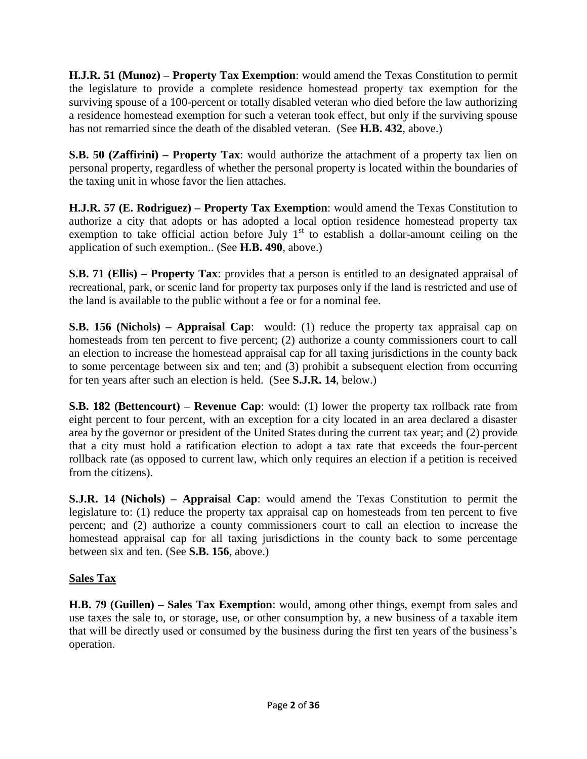**H.J.R. 51 (Munoz) – Property Tax Exemption**: would amend the Texas Constitution to permit the legislature to provide a complete residence homestead property tax exemption for the surviving spouse of a 100-percent or totally disabled veteran who died before the law authorizing a residence homestead exemption for such a veteran took effect, but only if the surviving spouse has not remarried since the death of the disabled veteran. (See **H.B. 432**, above.)

**S.B. 50 (Zaffirini) – Property Tax**: would authorize the attachment of a property tax lien on personal property, regardless of whether the personal property is located within the boundaries of the taxing unit in whose favor the lien attaches.

**H.J.R. 57 (E. Rodriguez) – Property Tax Exemption**: would amend the Texas Constitution to authorize a city that adopts or has adopted a local option residence homestead property tax exemption to take official action before July 1st to establish a dollar-amount ceiling on the application of such exemption.. (See **H.B. 490**, above.)

**S.B. 71 (Ellis) – Property Tax**: provides that a person is entitled to an designated appraisal of recreational, park, or scenic land for property tax purposes only if the land is restricted and use of the land is available to the public without a fee or for a nominal fee.

**S.B. 156 (Nichols) – Appraisal Cap**: would: (1) reduce the property tax appraisal cap on homesteads from ten percent to five percent; (2) authorize a county commissioners court to call an election to increase the homestead appraisal cap for all taxing jurisdictions in the county back to some percentage between six and ten; and (3) prohibit a subsequent election from occurring for ten years after such an election is held. (See **S.J.R. 14**, below.)

**S.B. 182 (Bettencourt) – Revenue Cap**: would: (1) lower the property tax rollback rate from eight percent to four percent, with an exception for a city located in an area declared a disaster area by the governor or president of the United States during the current tax year; and (2) provide that a city must hold a ratification election to adopt a tax rate that exceeds the four-percent rollback rate (as opposed to current law, which only requires an election if a petition is received from the citizens).

**S.J.R. 14 (Nichols) – Appraisal Cap**: would amend the Texas Constitution to permit the legislature to: (1) reduce the property tax appraisal cap on homesteads from ten percent to five percent; and (2) authorize a county commissioners court to call an election to increase the homestead appraisal cap for all taxing jurisdictions in the county back to some percentage between six and ten. (See **S.B. 156**, above.)

## Sales Tax

**H.B. 79 (Guillen) – Sales Tax Exemption**: would, among other things, exempt from sales and use taxes the sale to, or storage, use, or other consumption by, a new business of a taxable item that will be directly used or consumed by the business during the first ten years of the business's operation.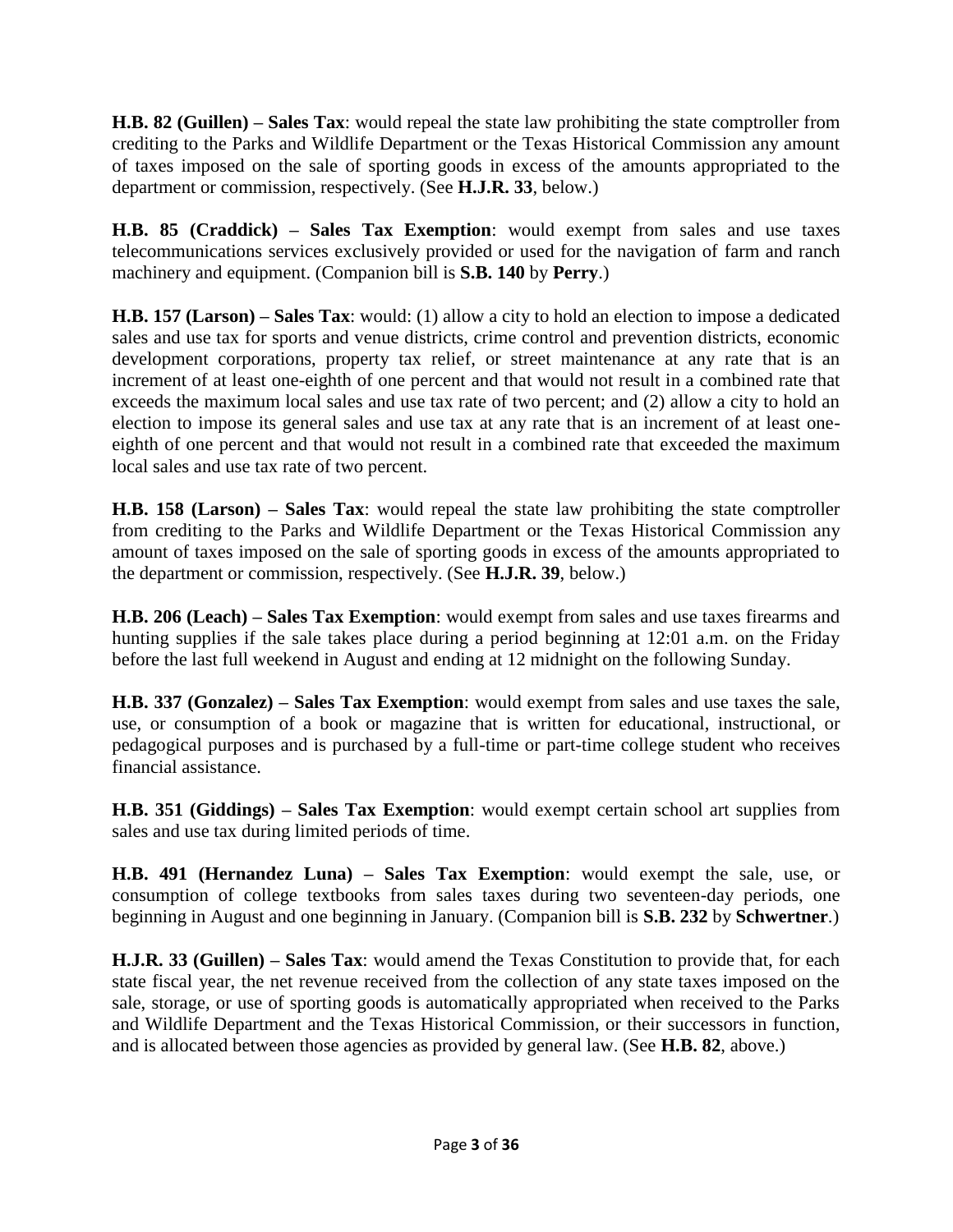**H.B. 82 (Guillen) – Sales Tax**: would repeal the state law prohibiting the state comptroller from crediting to the Parks and Wildlife Department or the Texas Historical Commission any amount of taxes imposed on the sale of sporting goods in excess of the amounts appropriated to the department or commission, respectively. (See **H.J.R. 33**, below.)

**H.B. 85 (Craddick) – Sales Tax Exemption**: would exempt from sales and use taxes telecommunications services exclusively provided or used for the navigation of farm and ranch machinery and equipment. (Companion bill is **S.B. 140** by **Perry**.)

**H.B. 157 (Larson) – Sales Tax**: would: (1) allow a city to hold an election to impose a dedicated sales and use tax for sports and venue districts, crime control and prevention districts, economic development corporations, property tax relief, or street maintenance at any rate that is an increment of at least one-eighth of one percent and that would not result in a combined rate that exceeds the maximum local sales and use tax rate of two percent; and (2) allow a city to hold an election to impose its general sales and use tax at any rate that is an increment of at least one-eighth of one percent and that would not result in a combined rate that exceeded the maximum local sales and use tax rate of two percent.

**H.B. 158 (Larson) – Sales Tax**: would repeal the state law prohibiting the state comptroller from crediting to the Parks and Wildlife Department or the Texas Historical Commission any amount of taxes imposed on the sale of sporting goods in excess of the amounts appropriated to the department or commission, respectively. (See **H.J.R. 39**, below.)

**H.B. 206 (Leach) – Sales Tax Exemption**: would exempt from sales and use taxes firearms and hunting supplies if the sale takes place during a period beginning at 12:01 a.m. on the Friday before the last full weekend in August and ending at 12 midnight on the following Sunday.

**H.B. 337 (Gonzalez) – Sales Tax Exemption**: would exempt from sales and use taxes the sale, use, or consumption of a book or magazine that is written for educational, instructional, or pedagogical purposes and is purchased by a full-time or part-time college student who receives financial assistance.

**H.B. 351 (Giddings) – Sales Tax Exemption**: would exempt certain school art supplies from sales and use tax during limited periods of time.

**H.B. 491 (Hernandez Luna) – Sales Tax Exemption**: would exempt the sale, use, or consumption of college textbooks from sales taxes during two seventeen-day periods, one beginning in August and one beginning in January. (Companion bill is **S.B. 232** by **Schwertner**.)

**H.J.R. 33 (Guillen) – Sales Tax**: would amend the Texas Constitution to provide that, for each state fiscal year, the net revenue received from the collection of any state taxes imposed on the sale, storage, or use of sporting goods is automatically appropriated when received to the Parks and Wildlife Department and the Texas Historical Commission, or their successors in function, and is allocated between those agencies as provided by general law. (See **H.B. 82**, above.)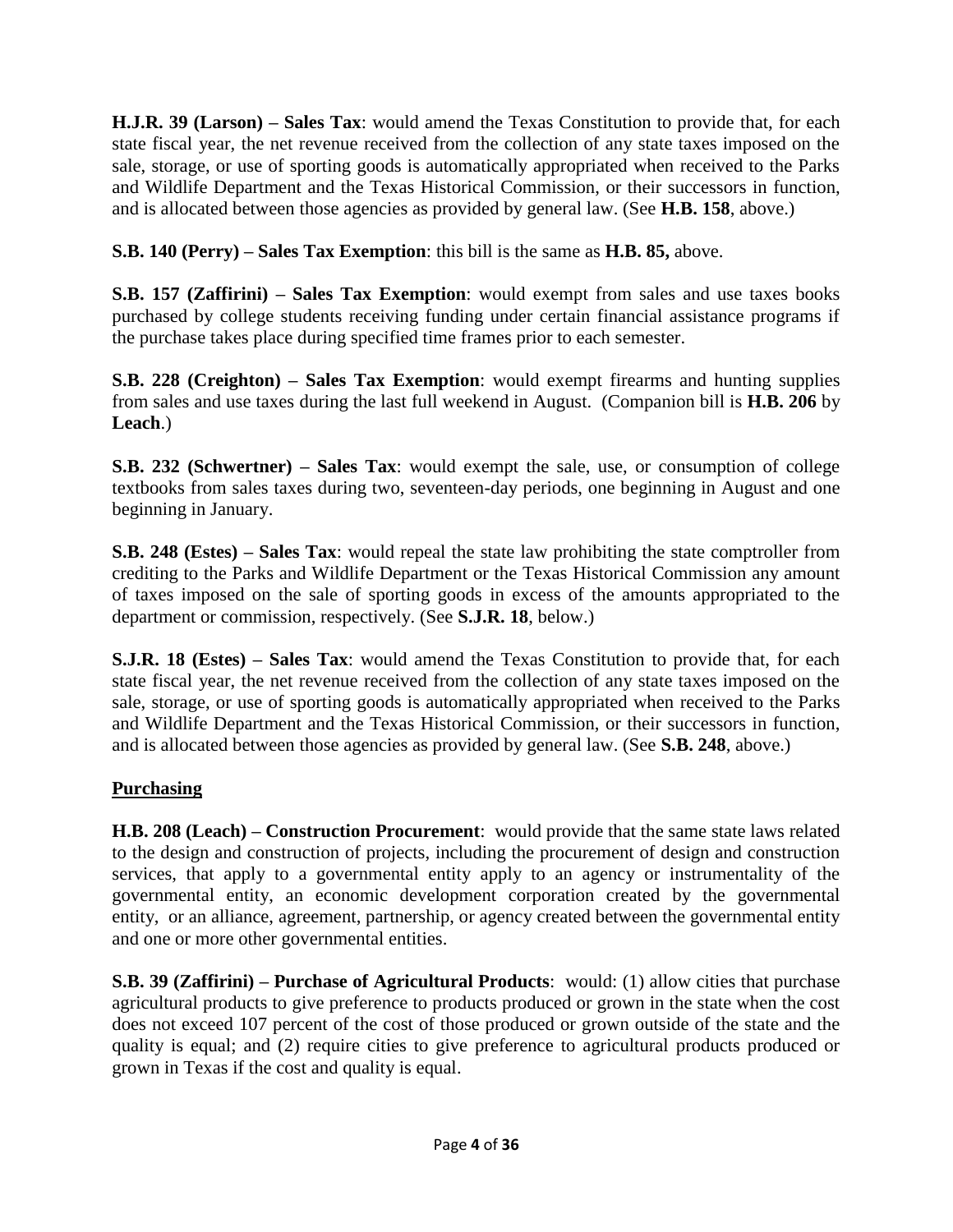**H.J.R. 39 (Larson) – Sales Tax**: would amend the Texas Constitution to provide that, for each state fiscal year, the net revenue received from the collection of any state taxes imposed on the sale, storage, or use of sporting goods is automatically appropriated when received to the Parks and Wildlife Department and the Texas Historical Commission, or their successors in function, and is allocated between those agencies as provided by general law. (See **H.B. 158**, above.)

**S.B. 140 (Perry) – Sales Tax Exemption**: this bill is the same as **H.B. 85,** above.

**S.B. 157 (Zaffirini) – Sales Tax Exemption**: would exempt from sales and use taxes books purchased by college students receiving funding under certain financial assistance programs if the purchase takes place during specified time frames prior to each semester.

**S.B. 228 (Creighton) – Sales Tax Exemption**: would exempt firearms and hunting supplies from sales and use taxes during the last full weekend in August. (Companion bill is **H.B. 206** by **Leach**.)

**S.B. 232 (Schwertner) – Sales Tax**: would exempt the sale, use, or consumption of college textbooks from sales taxes during two, seventeen-day periods, one beginning in August and one beginning in January.

**S.B. 248 (Estes) – Sales Tax**: would repeal the state law prohibiting the state comptroller from crediting to the Parks and Wildlife Department or the Texas Historical Commission any amount of taxes imposed on the sale of sporting goods in excess of the amounts appropriated to the department or commission, respectively. (See **S.J.R. 18**, below.)

**S.J.R. 18 (Estes) – Sales Tax**: would amend the Texas Constitution to provide that, for each state fiscal year, the net revenue received from the collection of any state taxes imposed on the sale, storage, or use of sporting goods is automatically appropriated when received to the Parks and Wildlife Department and the Texas Historical Commission, or their successors in function, and is allocated between those agencies as provided by general law. (See **S.B. 248**, above.)

## Purchasing

**H.B. 208 (Leach) – Construction Procurement**: would provide that the same state laws related to the design and construction of projects, including the procurement of design and construction services, that apply to a governmental entity apply to an agency or instrumentality of the governmental entity, an economic development corporation created by the governmental entity, or an alliance, agreement, partnership, or agency created between the governmental entity and one or more other governmental entities.

**S.B. 39 (Zaffirini) – Purchase of Agricultural Products**: would: (1) allow cities that purchase agricultural products to give preference to products produced or grown in the state when the cost does not exceed 107 percent of the cost of those produced or grown outside of the state and the quality is equal; and (2) require cities to give preference to agricultural products produced or grown in Texas if the cost and quality is equal.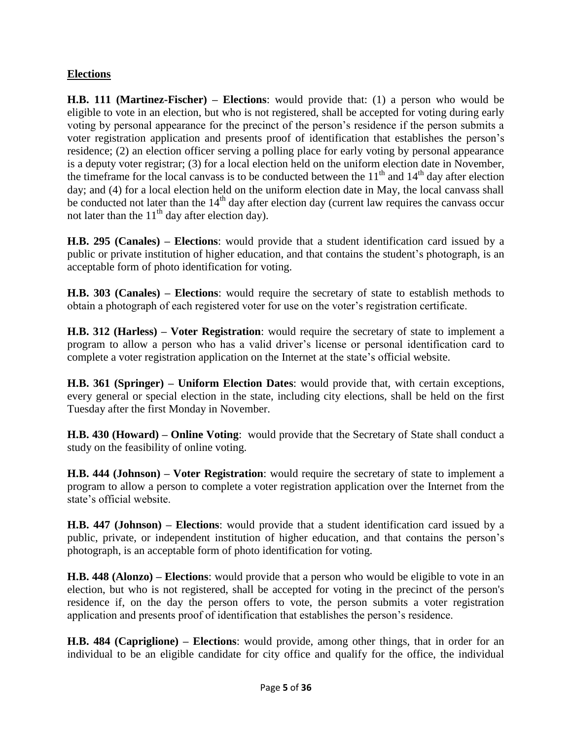**Elections**

**H.B. 111 (Martinez-Fischer) – Elections**: would provide that: (1) a person who would be eligible to vote in an election, but who is not registered, shall be accepted for voting during early voting by personal appearance for the precinct of the person's residence if the person submits a voter registration application and presents proof of identification that establishes the person's residence; (2) an election officer serving a polling place for early voting by personal appearance is a deputy voter registrar; (3) for a local election held on the uniform election date in November, the timeframe for the local canvass is to be conducted between the 11th and 14th day after election day; and (4) for a local election held on the uniform election date in May, the local canvass shall be conducted not later than the 14th day after election day (current law requires the canvass occur not later than the 11th day after election day).

**H.B. 295 (Canales) – Elections**: would provide that a student identification card issued by a public or private institution of higher education, and that contains the student's photograph, is an acceptable form of photo identification for voting.

**H.B. 303 (Canales) – Elections**: would require the secretary of state to establish methods to obtain a photograph of each registered voter for use on the voter's registration certificate.

**H.B. 312 (Harless) – Voter Registration**: would require the secretary of state to implement a program to allow a person who has a valid driver's license or personal identification card to complete a voter registration application on the Internet at the state's official website.

**H.B. 361 (Springer) – Uniform Election Dates**: would provide that, with certain exceptions, every general or special election in the state, including city elections, shall be held on the first Tuesday after the first Monday in November.

**H.B. 430 (Howard) – Online Voting**: would provide that the Secretary of State shall conduct a study on the feasibility of online voting.

**H.B. 444 (Johnson) – Voter Registration**: would require the secretary of state to implement a program to allow a person to complete a voter registration application over the Internet from the state's official website.

**H.B. 447 (Johnson) – Elections**: would provide that a student identification card issued by a public, private, or independent institution of higher education, and that contains the person's photograph, is an acceptable form of photo identification for voting.

**H.B. 448 (Alonzo) – Elections**: would provide that a person who would be eligible to vote in an election, but who is not registered, shall be accepted for voting in the precinct of the person's residence if, on the day the person offers to vote, the person submits a voter registration application and presents proof of identification that establishes the person's residence.

**H.B. 484 (Capriglione) – Elections**: would provide, among other things, that in order for an individual to be an eligible candidate for city office and qualify for the office, the individual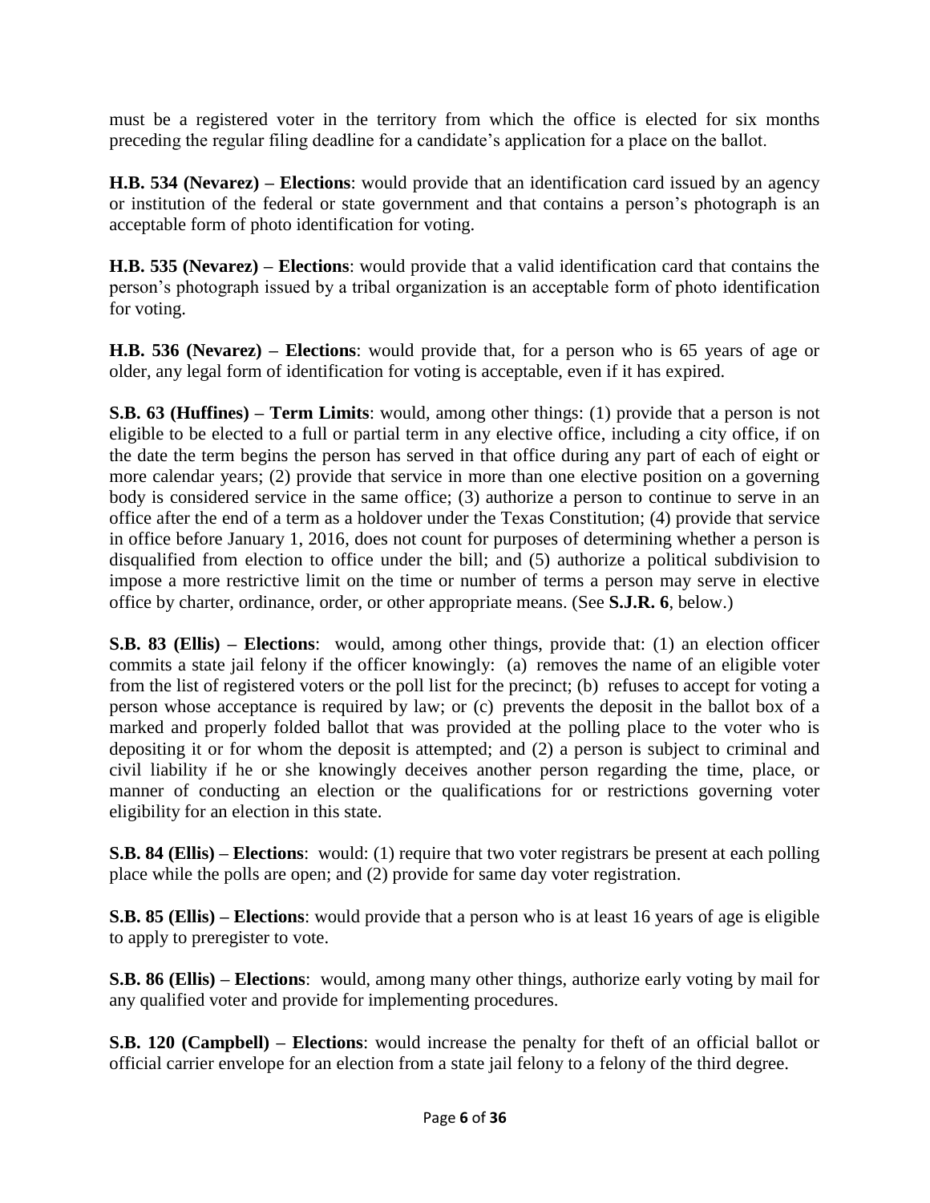must be a registered voter in the territory from which the office is elected for six months preceding the regular filing deadline for a candidate's application for a place on the ballot.

**H.B. 534 (Nevarez) – Elections**: would provide that an identification card issued by an agency or institution of the federal or state government and that contains a person's photograph is an acceptable form of photo identification for voting.

**H.B. 535 (Nevarez) – Elections**: would provide that a valid identification card that contains the person's photograph issued by a tribal organization is an acceptable form of photo identification for voting.

**H.B. 536 (Nevarez) – Elections**: would provide that, for a person who is 65 years of age or older, any legal form of identification for voting is acceptable, even if it has expired.

**S.B. 63 (Huffines) – Term Limits**: would, among other things: (1) provide that a person is not eligible to be elected to a full or partial term in any elective office, including a city office, if on the date the term begins the person has served in that office during any part of each of eight or more calendar years; (2) provide that service in more than one elective position on a governing body is considered service in the same office; (3) authorize a person to continue to serve in an office after the end of a term as a holdover under the Texas Constitution; (4) provide that service in office before January 1, 2016, does not count for purposes of determining whether a person is disqualified from election to office under the bill; and (5) authorize a political subdivision to impose a more restrictive limit on the time or number of terms a person may serve in elective office by charter, ordinance, order, or other appropriate means. (See **S.J.R. 6**, below.)

**S.B. 83 (Ellis) – Elections**: would, among other things, provide that: (1) an election officer commits a state jail felony if the officer knowingly: (a) removes the name of an eligible voter from the list of registered voters or the poll list for the precinct; (b) refuses to accept for voting a person whose acceptance is required by law; or (c) prevents the deposit in the ballot box of a marked and properly folded ballot that was provided at the polling place to the voter who is depositing it or for whom the deposit is attempted; and (2) a person is subject to criminal and civil liability if he or she knowingly deceives another person regarding the time, place, or manner of conducting an election or the qualifications for or restrictions governing voter eligibility for an election in this state.

**S.B. 84 (Ellis) – Elections**: would: (1) require that two voter registrars be present at each polling place while the polls are open; and (2) provide for same day voter registration.

**S.B. 85 (Ellis) – Elections**: would provide that a person who is at least 16 years of age is eligible to apply to preregister to vote.

**S.B. 86 (Ellis) – Elections**: would, among many other things, authorize early voting by mail for any qualified voter and provide for implementing procedures.

**S.B. 120 (Campbell) – Elections**: would increase the penalty for theft of an official ballot or official carrier envelope for an election from a state jail felony to a felony of the third degree.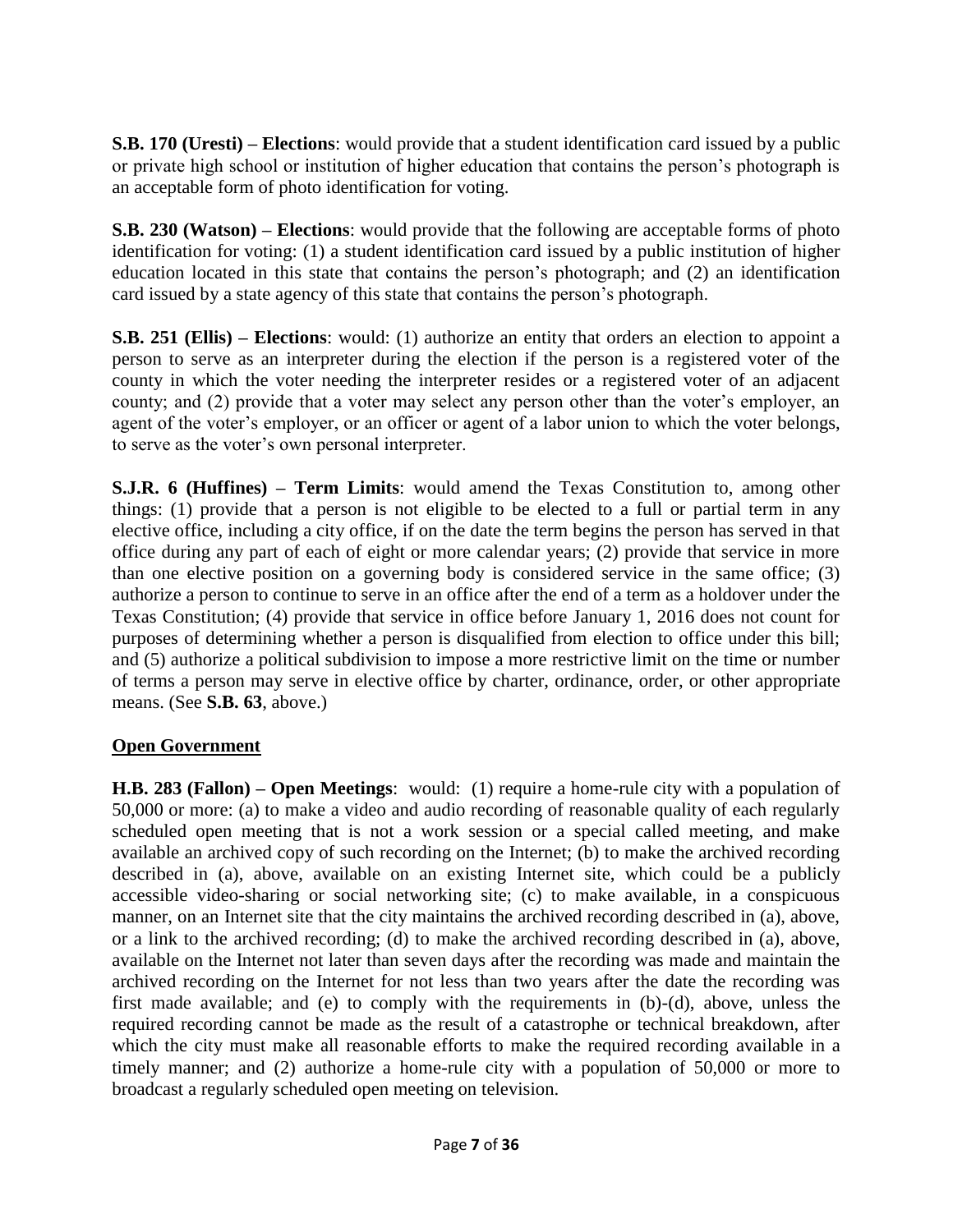**S.B. 170 (Uresti) – Elections**: would provide that a student identification card issued by a public or private high school or institution of higher education that contains the person's photograph is an acceptable form of photo identification for voting.

**S.B. 230 (Watson) – Elections**: would provide that the following are acceptable forms of photo identification for voting: (1) a student identification card issued by a public institution of higher education located in this state that contains the person's photograph; and (2) an identification card issued by a state agency of this state that contains the person's photograph.

**S.B. 251 (Ellis) – Elections**: would: (1) authorize an entity that orders an election to appoint a person to serve as an interpreter during the election if the person is a registered voter of the county in which the voter needing the interpreter resides or a registered voter of an adjacent county; and (2) provide that a voter may select any person other than the voter's employer, an agent of the voter's employer, or an officer or agent of a labor union to which the voter belongs, to serve as the voter's own personal interpreter.

**S.J.R. 6 (Huffines) – Term Limits**: would amend the Texas Constitution to, among other things: (1) provide that a person is not eligible to be elected to a full or partial term in any elective office, including a city office, if on the date the term begins the person has served in that office during any part of each of eight or more calendar years; (2) provide that service in more than one elective position on a governing body is considered service in the same office; (3) authorize a person to continue to serve in an office after the end of a term as a holdover under the Texas Constitution; (4) provide that service in office before January 1, 2016 does not count for purposes of determining whether a person is disqualified from election to office under this bill; and (5) authorize a political subdivision to impose a more restrictive limit on the time or number of terms a person may serve in elective office by charter, ordinance, order, or other appropriate means. (See **S.B. 63**, above.)

## Open Government

**H.B. 283 (Fallon) – Open Meetings**: would: (1) require a home-rule city with a population of 50,000 or more: (a) to make a video and audio recording of reasonable quality of each regularly scheduled open meeting that is not a work session or a special called meeting, and make available an archived copy of such recording on the Internet; (b) to make the archived recording described in (a), above, available on an existing Internet site, which could be a publicly accessible video-sharing or social networking site; (c) to make available, in a conspicuous manner, on an Internet site that the city maintains the archived recording described in (a), above, or a link to the archived recording; (d) to make the archived recording described in (a), above, available on the Internet not later than seven days after the recording was made and maintain the archived recording on the Internet for not less than two years after the date the recording was first made available; and (e) to comply with the requirements in (b)-(d), above, unless the required recording cannot be made as the result of a catastrophe or technical breakdown, after which the city must make all reasonable efforts to make the required recording available in a timely manner; and (2) authorize a home-rule city with a population of 50,000 or more to broadcast a regularly scheduled open meeting on television.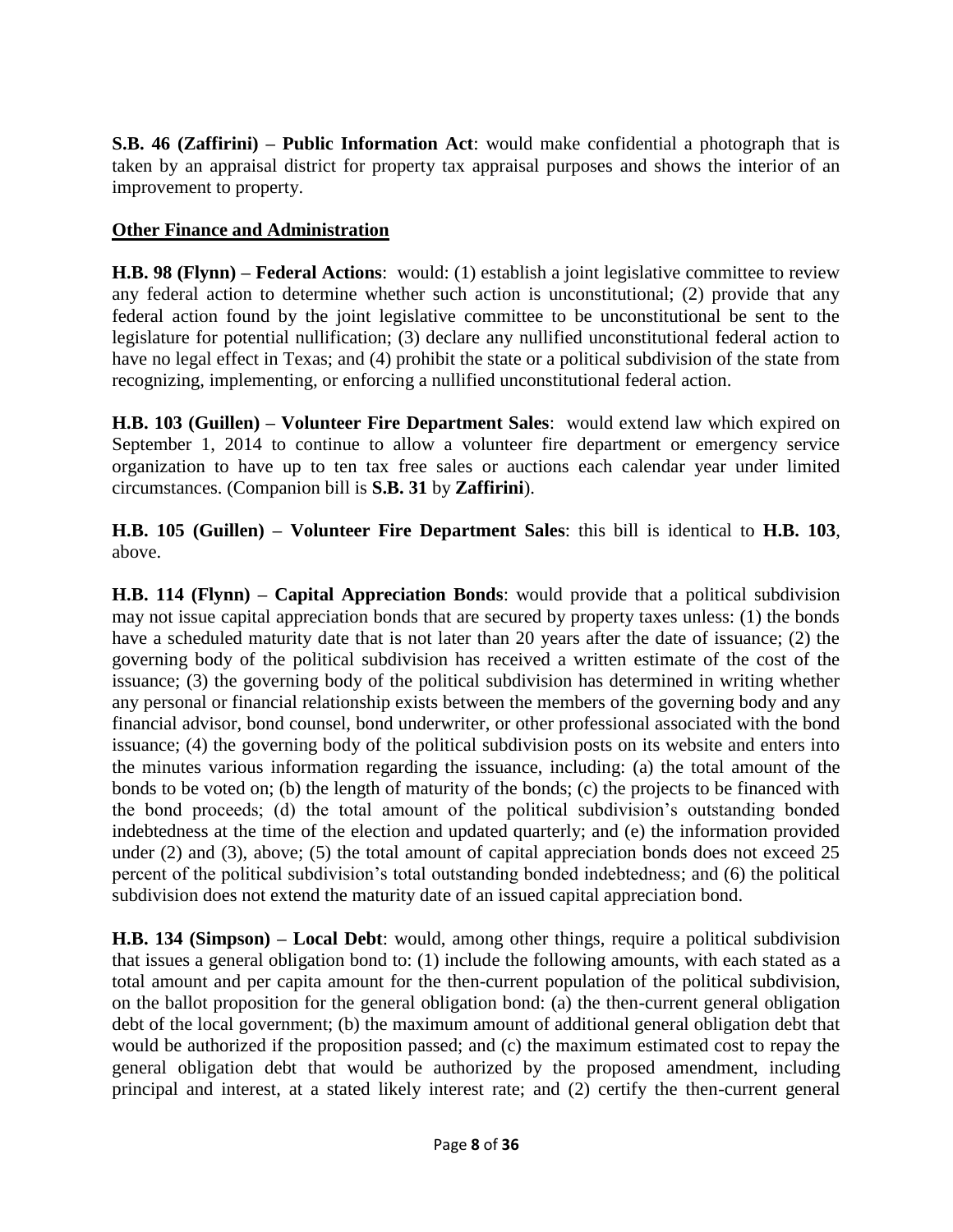**S.B. 46 (Zaffirini) – Public Information Act**: would make confidential a photograph that is taken by an appraisal district for property tax appraisal purposes and shows the interior of an improvement to property.

**Other Finance and Administration**

**H.B. 98 (Flynn) – Federal Actions**: would: (1) establish a joint legislative committee to review any federal action to determine whether such action is unconstitutional; (2) provide that any federal action found by the joint legislative committee to be unconstitutional be sent to the legislature for potential nullification; (3) declare any nullified unconstitutional federal action to have no legal effect in Texas; and (4) prohibit the state or a political subdivision of the state from recognizing, implementing, or enforcing a nullified unconstitutional federal action.

**H.B. 103 (Guillen) – Volunteer Fire Department Sales**: would extend law which expired on September 1, 2014 to continue to allow a volunteer fire department or emergency service organization to have up to ten tax free sales or auctions each calendar year under limited circumstances. (Companion bill is **S.B. 31** by **Zaffirini**).

**H.B. 105 (Guillen) – Volunteer Fire Department Sales**: this bill is identical to **H.B. 103**, above.

**H.B. 114 (Flynn) – Capital Appreciation Bonds**: would provide that a political subdivision may not issue capital appreciation bonds that are secured by property taxes unless: (1) the bonds have a scheduled maturity date that is not later than 20 years after the date of issuance; (2) the governing body of the political subdivision has received a written estimate of the cost of the issuance; (3) the governing body of the political subdivision has determined in writing whether any personal or financial relationship exists between the members of the governing body and any financial advisor, bond counsel, bond underwriter, or other professional associated with the bond issuance; (4) the governing body of the political subdivision posts on its website and enters into the minutes various information regarding the issuance, including: (a) the total amount of the bonds to be voted on; (b) the length of maturity of the bonds; (c) the projects to be financed with the bond proceeds; (d) the total amount of the political subdivision's outstanding bonded indebtedness at the time of the election and updated quarterly; and (e) the information provided under (2) and (3), above; (5) the total amount of capital appreciation bonds does not exceed 25 percent of the political subdivision's total outstanding bonded indebtedness; and (6) the political subdivision does not extend the maturity date of an issued capital appreciation bond.

**H.B. 134 (Simpson) – Local Debt**: would, among other things, require a political subdivision that issues a general obligation bond to: (1) include the following amounts, with each stated as a total amount and per capita amount for the then-current population of the political subdivision, on the ballot proposition for the general obligation bond: (a) the then-current general obligation debt of the local government; (b) the maximum amount of additional general obligation debt that would be authorized if the proposition passed; and (c) the maximum estimated cost to repay the general obligation debt that would be authorized by the proposed amendment, including principal and interest, at a stated likely interest rate; and (2) certify the then-current general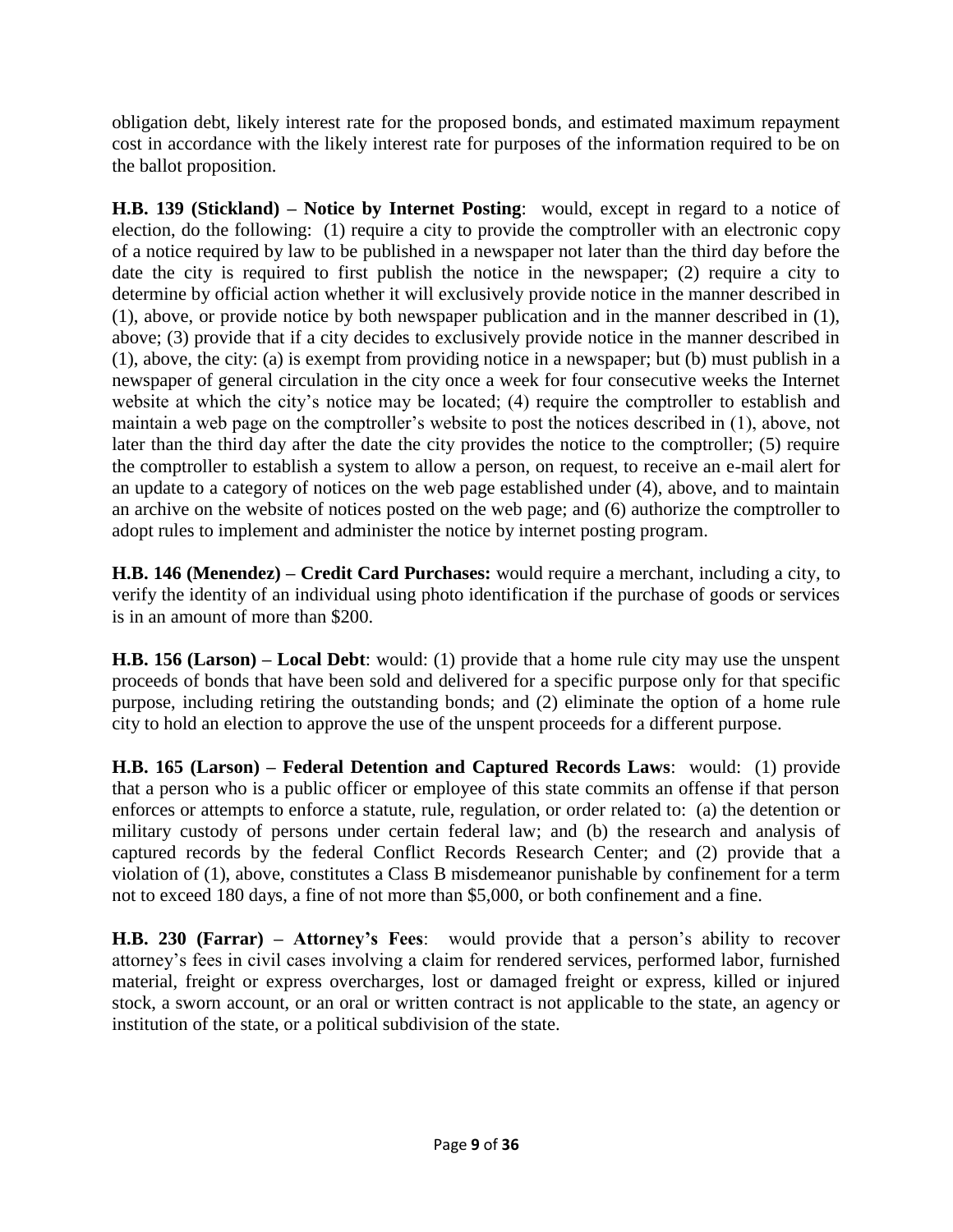obligation debt, likely interest rate for the proposed bonds, and estimated maximum repayment cost in accordance with the likely interest rate for purposes of the information required to be on the ballot proposition.

**H.B. 139 (Stickland) – Notice by Internet Posting**: would, except in regard to a notice of election, do the following: (1) require a city to provide the comptroller with an electronic copy of a notice required by law to be published in a newspaper not later than the third day before the date the city is required to first publish the notice in the newspaper; (2) require a city to determine by official action whether it will exclusively provide notice in the manner described in (1), above, or provide notice by both newspaper publication and in the manner described in (1), above; (3) provide that if a city decides to exclusively provide notice in the manner described in (1), above, the city: (a) is exempt from providing notice in a newspaper; but (b) must publish in a newspaper of general circulation in the city once a week for four consecutive weeks the Internet website at which the city's notice may be located; (4) require the comptroller to establish and maintain a web page on the comptroller's website to post the notices described in (1), above, not later than the third day after the date the city provides the notice to the comptroller; (5) require the comptroller to establish a system to allow a person, on request, to receive an e-mail alert for an update to a category of notices on the web page established under (4), above, and to maintain an archive on the website of notices posted on the web page; and (6) authorize the comptroller to adopt rules to implement and administer the notice by internet posting program.

**H.B. 146 (Menendez) – Credit Card Purchases:** would require a merchant, including a city, to verify the identity of an individual using photo identification if the purchase of goods or services is in an amount of more than $200.

**H.B. 156 (Larson) – Local Debt**: would: (1) provide that a home rule city may use the unspent proceeds of bonds that have been sold and delivered for a specific purpose only for that specific purpose, including retiring the outstanding bonds; and (2) eliminate the option of a home rule city to hold an election to approve the use of the unspent proceeds for a different purpose.

**H.B. 165 (Larson) – Federal Detention and Captured Records Laws**: would: (1) provide that a person who is a public officer or employee of this state commits an offense if that person enforces or attempts to enforce a statute, rule, regulation, or order related to: (a) the detention or military custody of persons under certain federal law; and (b) the research and analysis of captured records by the federal Conflict Records Research Center; and (2) provide that a violation of (1), above, constitutes a Class B misdemeanor punishable by confinement for a term not to exceed 180 days, a fine of not more than $5,000, or both confinement and a fine.

**H.B. 230 (Farrar) – Attorney's Fees**: would provide that a person's ability to recover attorney's fees in civil cases involving a claim for rendered services, performed labor, furnished material, freight or express overcharges, lost or damaged freight or express, killed or injured stock, a sworn account, or an oral or written contract is not applicable to the state, an agency or institution of the state, or a political subdivision of the state.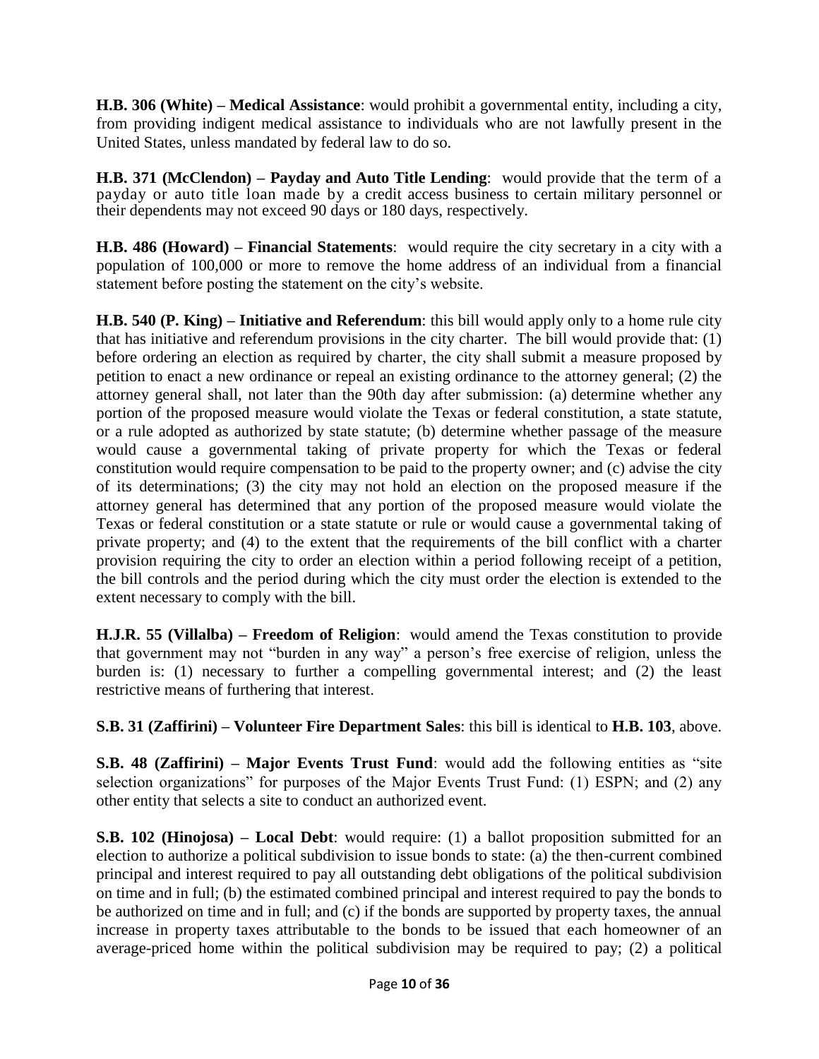**H.B. 306 (White) – Medical Assistance**: would prohibit a governmental entity, including a city, from providing indigent medical assistance to individuals who are not lawfully present in the United States, unless mandated by federal law to do so.

**H.B. 371 (McClendon) – Payday and Auto Title Lending**: would provide that the term of a payday or auto title loan made by a credit access business to certain military personnel or their dependents may not exceed 90 days or 180 days, respectively.

**H.B. 486 (Howard) – Financial Statements**: would require the city secretary in a city with a population of 100,000 or more to remove the home address of an individual from a financial statement before posting the statement on the city's website.

**H.B. 540 (P. King) – Initiative and Referendum**: this bill would apply only to a home rule city that has initiative and referendum provisions in the city charter. The bill would provide that: (1) before ordering an election as required by charter, the city shall submit a measure proposed by petition to enact a new ordinance or repeal an existing ordinance to the attorney general; (2) the attorney general shall, not later than the 90th day after submission: (a) determine whether any portion of the proposed measure would violate the Texas or federal constitution, a state statute, or a rule adopted as authorized by state statute; (b) determine whether passage of the measure would cause a governmental taking of private property for which the Texas or federal constitution would require compensation to be paid to the property owner; and (c) advise the city of its determinations; (3) the city may not hold an election on the proposed measure if the attorney general has determined that any portion of the proposed measure would violate the Texas or federal constitution or a state statute or rule or would cause a governmental taking of private property; and (4) to the extent that the requirements of the bill conflict with a charter provision requiring the city to order an election within a period following receipt of a petition, the bill controls and the period during which the city must order the election is extended to the extent necessary to comply with the bill.

**H.J.R. 55 (Villalba) – Freedom of Religion**: would amend the Texas constitution to provide that government may not "burden in any way" a person's free exercise of religion, unless the burden is: (1) necessary to further a compelling governmental interest; and (2) the least restrictive means of furthering that interest.

**S.B. 31 (Zaffirini) – Volunteer Fire Department Sales**: this bill is identical to **H.B. 103**, above.

**S.B. 48 (Zaffirini) – Major Events Trust Fund**: would add the following entities as "site selection organizations" for purposes of the Major Events Trust Fund: (1) ESPN; and (2) any other entity that selects a site to conduct an authorized event.

**S.B. 102 (Hinojosa) – Local Debt**: would require: (1) a ballot proposition submitted for an election to authorize a political subdivision to issue bonds to state: (a) the then-current combined principal and interest required to pay all outstanding debt obligations of the political subdivision on time and in full; (b) the estimated combined principal and interest required to pay the bonds to be authorized on time and in full; and (c) if the bonds are supported by property taxes, the annual increase in property taxes attributable to the bonds to be issued that each homeowner of an average-priced home within the political subdivision may be required to pay; (2) a political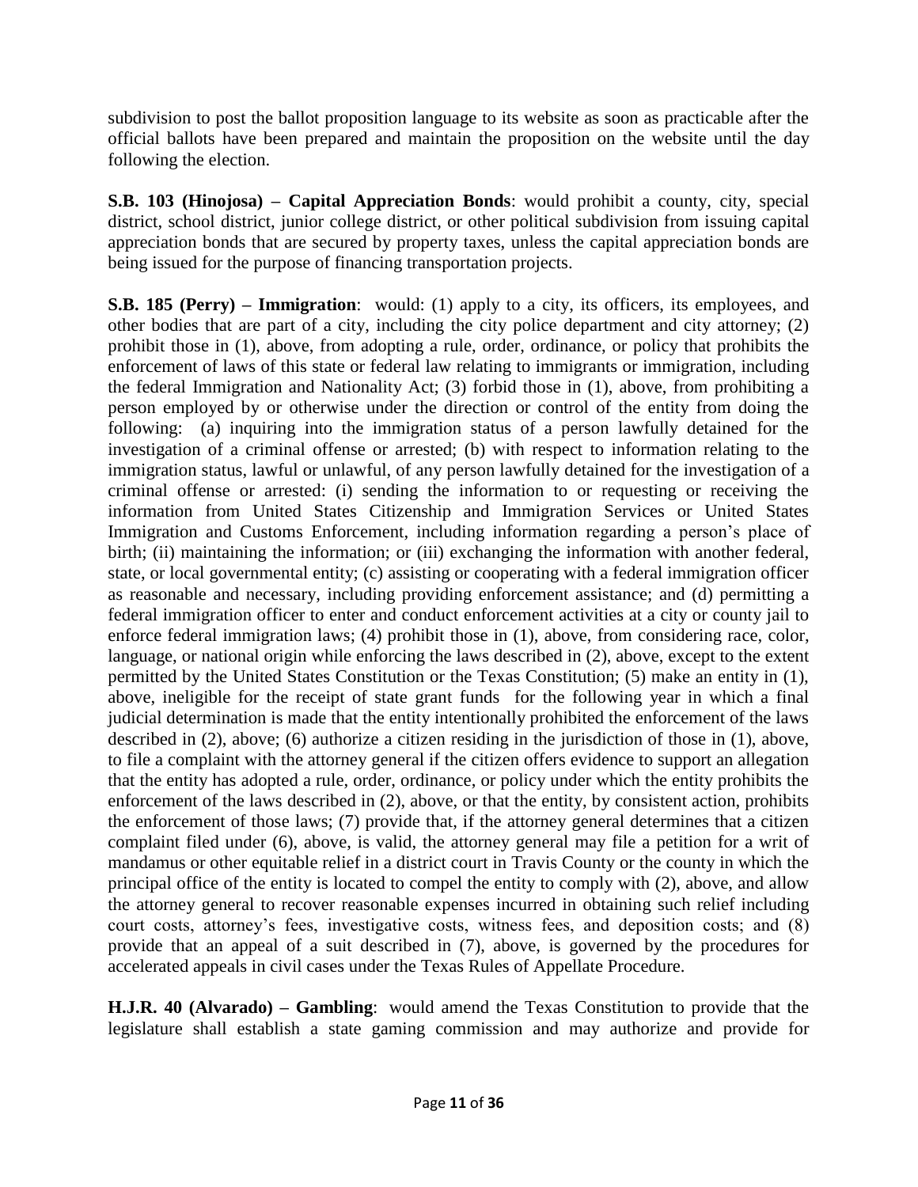subdivision to post the ballot proposition language to its website as soon as practicable after the official ballots have been prepared and maintain the proposition on the website until the day following the election.

**S.B. 103 (Hinojosa) – Capital Appreciation Bonds**: would prohibit a county, city, special district, school district, junior college district, or other political subdivision from issuing capital appreciation bonds that are secured by property taxes, unless the capital appreciation bonds are being issued for the purpose of financing transportation projects.

**S.B. 185 (Perry) – Immigration**: would: (1) apply to a city, its officers, its employees, and other bodies that are part of a city, including the city police department and city attorney; (2) prohibit those in (1), above, from adopting a rule, order, ordinance, or policy that prohibits the enforcement of laws of this state or federal law relating to immigrants or immigration, including the federal Immigration and Nationality Act; (3) forbid those in (1), above, from prohibiting a person employed by or otherwise under the direction or control of the entity from doing the following: (a) inquiring into the immigration status of a person lawfully detained for the investigation of a criminal offense or arrested; (b) with respect to information relating to the immigration status, lawful or unlawful, of any person lawfully detained for the investigation of a criminal offense or arrested: (i) sending the information to or requesting or receiving the information from United States Citizenship and Immigration Services or United States Immigration and Customs Enforcement, including information regarding a person's place of birth; (ii) maintaining the information; or (iii) exchanging the information with another federal, state, or local governmental entity; (c) assisting or cooperating with a federal immigration officer as reasonable and necessary, including providing enforcement assistance; and (d) permitting a federal immigration officer to enter and conduct enforcement activities at a city or county jail to enforce federal immigration laws; (4) prohibit those in (1), above, from considering race, color, language, or national origin while enforcing the laws described in (2), above, except to the extent permitted by the United States Constitution or the Texas Constitution; (5) make an entity in (1), above, ineligible for the receipt of state grant funds for the following year in which a final judicial determination is made that the entity intentionally prohibited the enforcement of the laws described in (2), above; (6) authorize a citizen residing in the jurisdiction of those in (1), above, to file a complaint with the attorney general if the citizen offers evidence to support an allegation that the entity has adopted a rule, order, ordinance, or policy under which the entity prohibits the enforcement of the laws described in (2), above, or that the entity, by consistent action, prohibits the enforcement of those laws; (7) provide that, if the attorney general determines that a citizen complaint filed under (6), above, is valid, the attorney general may file a petition for a writ of mandamus or other equitable relief in a district court in Travis County or the county in which the principal office of the entity is located to compel the entity to comply with (2), above, and allow the attorney general to recover reasonable expenses incurred in obtaining such relief including court costs, attorney's fees, investigative costs, witness fees, and deposition costs; and (8) provide that an appeal of a suit described in (7), above, is governed by the procedures for accelerated appeals in civil cases under the Texas Rules of Appellate Procedure.

**H.J.R. 40 (Alvarado) – Gambling**: would amend the Texas Constitution to provide that the legislature shall establish a state gaming commission and may authorize and provide for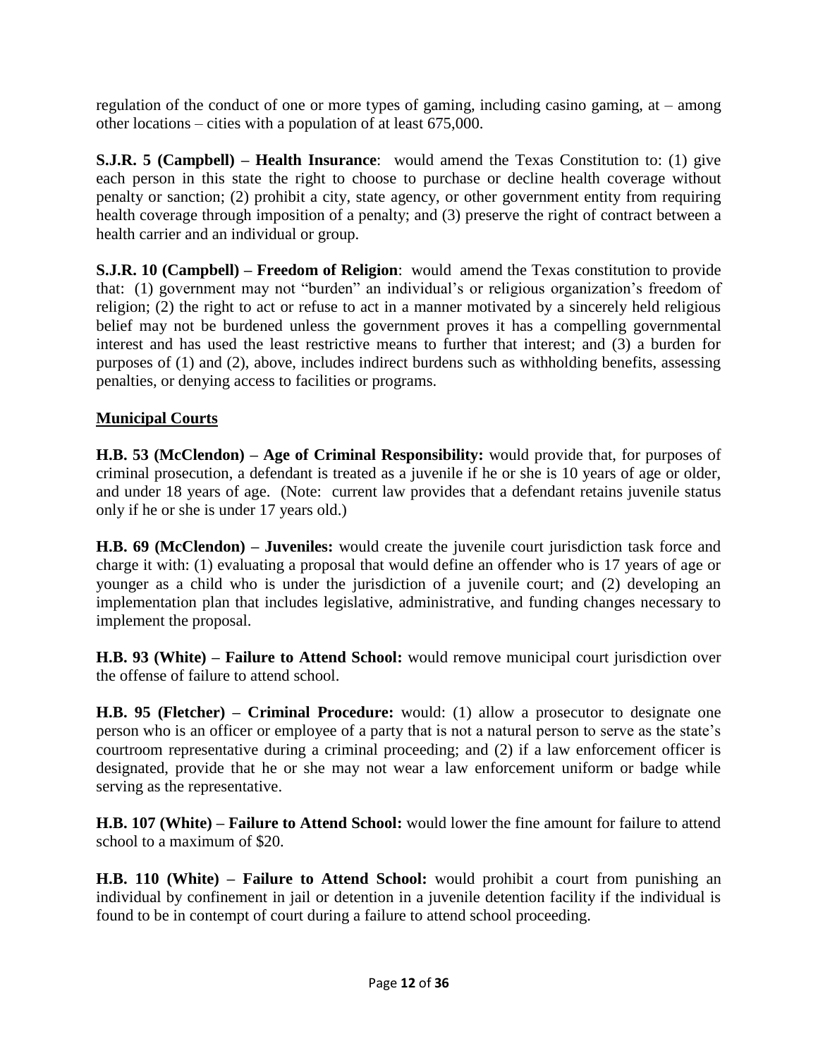regulation of the conduct of one or more types of gaming, including casino gaming, at – among other locations – cities with a population of at least 675,000.

**S.J.R. 5 (Campbell) – Health Insurance**: would amend the Texas Constitution to: (1) give each person in this state the right to choose to purchase or decline health coverage without penalty or sanction; (2) prohibit a city, state agency, or other government entity from requiring health coverage through imposition of a penalty; and (3) preserve the right of contract between a health carrier and an individual or group.

**S.J.R. 10 (Campbell) – Freedom of Religion**: would amend the Texas constitution to provide that: (1) government may not "burden" an individual's or religious organization's freedom of religion; (2) the right to act or refuse to act in a manner motivated by a sincerely held religious belief may not be burdened unless the government proves it has a compelling governmental interest and has used the least restrictive means to further that interest; and (3) a burden for purposes of (1) and (2), above, includes indirect burdens such as withholding benefits, assessing penalties, or denying access to facilities or programs.

**Municipal Courts**

**H.B. 53 (McClendon) – Age of Criminal Responsibility:** would provide that, for purposes of criminal prosecution, a defendant is treated as a juvenile if he or she is 10 years of age or older, and under 18 years of age. (Note: current law provides that a defendant retains juvenile status only if he or she is under 17 years old.)

**H.B. 69 (McClendon) – Juveniles:** would create the juvenile court jurisdiction task force and charge it with: (1) evaluating a proposal that would define an offender who is 17 years of age or younger as a child who is under the jurisdiction of a juvenile court; and (2) developing an implementation plan that includes legislative, administrative, and funding changes necessary to implement the proposal.

**H.B. 93 (White) – Failure to Attend School:** would remove municipal court jurisdiction over the offense of failure to attend school.

**H.B. 95 (Fletcher) – Criminal Procedure:** would: (1) allow a prosecutor to designate one person who is an officer or employee of a party that is not a natural person to serve as the state's courtroom representative during a criminal proceeding; and (2) if a law enforcement officer is designated, provide that he or she may not wear a law enforcement uniform or badge while serving as the representative.

**H.B. 107 (White) – Failure to Attend School:** would lower the fine amount for failure to attend school to a maximum of $20.

**H.B. 110 (White) – Failure to Attend School:** would prohibit a court from punishing an individual by confinement in jail or detention in a juvenile detention facility if the individual is found to be in contempt of court during a failure to attend school proceeding.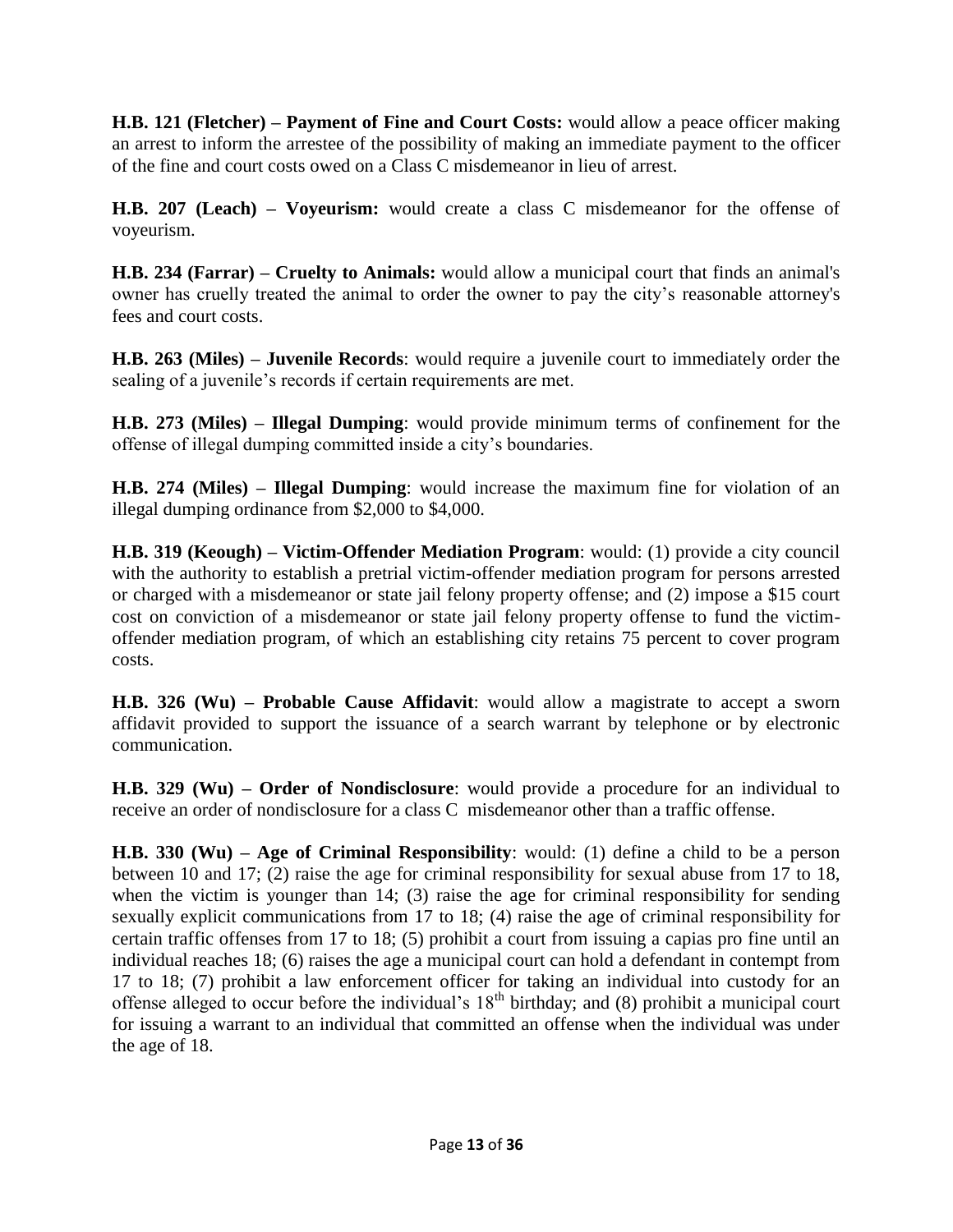**H.B. 121 (Fletcher) – Payment of Fine and Court Costs:** would allow a peace officer making an arrest to inform the arrestee of the possibility of making an immediate payment to the officer of the fine and court costs owed on a Class C misdemeanor in lieu of arrest.

**H.B. 207 (Leach) – Voyeurism:** would create a class C misdemeanor for the offense of voyeurism.

**H.B. 234 (Farrar) – Cruelty to Animals:** would allow a municipal court that finds an animal's owner has cruelly treated the animal to order the owner to pay the city's reasonable attorney's fees and court costs.

**H.B. 263 (Miles) – Juvenile Records**: would require a juvenile court to immediately order the sealing of a juvenile's records if certain requirements are met.

**H.B. 273 (Miles) – Illegal Dumping**: would provide minimum terms of confinement for the offense of illegal dumping committed inside a city's boundaries.

**H.B. 274 (Miles) – Illegal Dumping**: would increase the maximum fine for violation of an illegal dumping ordinance from $2,000 to $4,000.

**H.B. 319 (Keough) – Victim-Offender Mediation Program**: would: (1) provide a city council with the authority to establish a pretrial victim-offender mediation program for persons arrested or charged with a misdemeanor or state jail felony property offense; and (2) impose a $15 court cost on conviction of a misdemeanor or state jail felony property offense to fund the victim-offender mediation program, of which an establishing city retains 75 percent to cover program costs.

**H.B. 326 (Wu) – Probable Cause Affidavit**: would allow a magistrate to accept a sworn affidavit provided to support the issuance of a search warrant by telephone or by electronic communication.

**H.B. 329 (Wu) – Order of Nondisclosure**: would provide a procedure for an individual to receive an order of nondisclosure for a class C misdemeanor other than a traffic offense.

**H.B. 330 (Wu) – Age of Criminal Responsibility**: would: (1) define a child to be a person between 10 and 17; (2) raise the age for criminal responsibility for sexual abuse from 17 to 18, when the victim is younger than 14; (3) raise the age for criminal responsibility for sending sexually explicit communications from 17 to 18; (4) raise the age of criminal responsibility for certain traffic offenses from 17 to 18; (5) prohibit a court from issuing a capias pro fine until an individual reaches 18; (6) raises the age a municipal court can hold a defendant in contempt from 17 to 18; (7) prohibit a law enforcement officer for taking an individual into custody for an offense alleged to occur before the individual's 18th birthday; and (8) prohibit a municipal court for issuing a warrant to an individual that committed an offense when the individual was under the age of 18.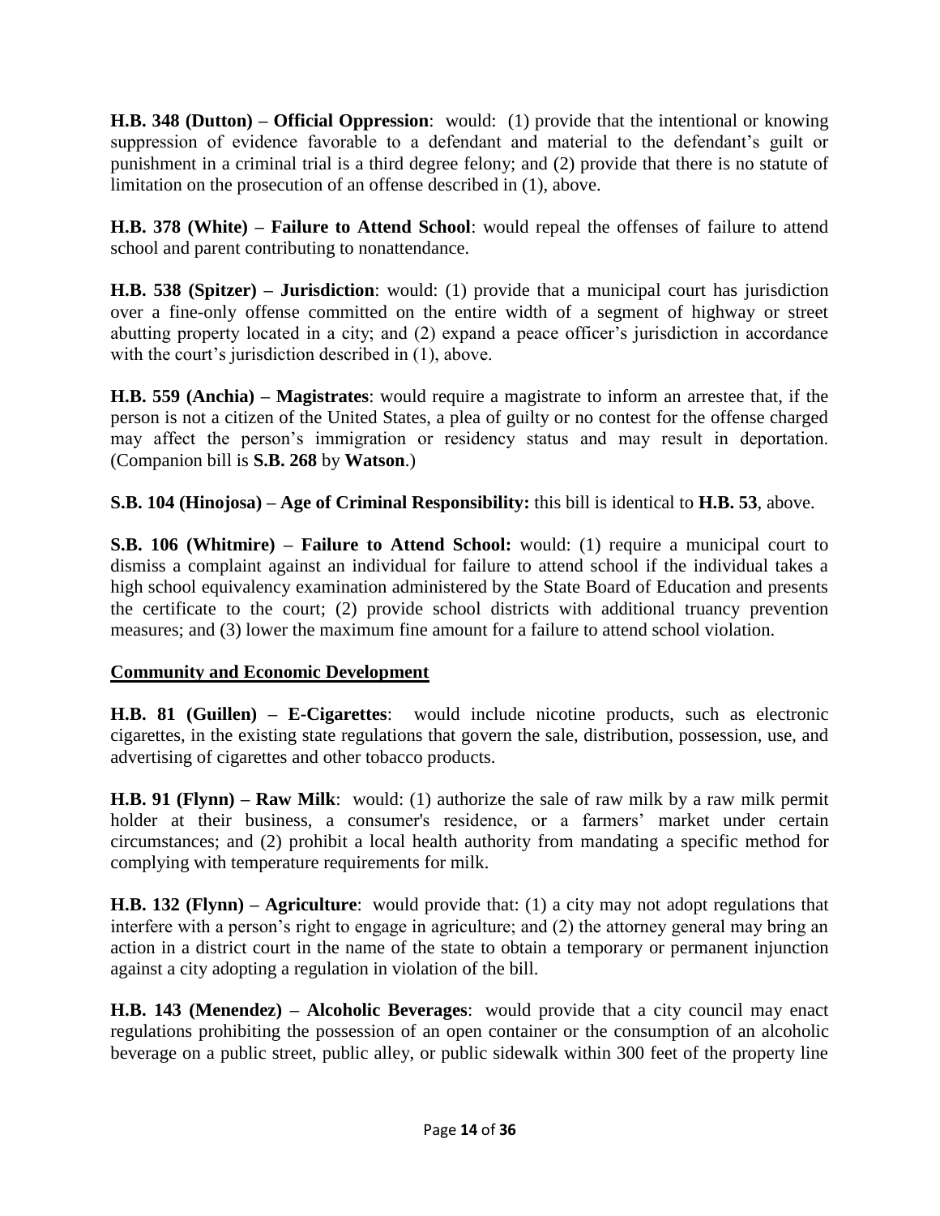**H.B. 348 (Dutton) – Official Oppression**: would: (1) provide that the intentional or knowing suppression of evidence favorable to a defendant and material to the defendant's guilt or punishment in a criminal trial is a third degree felony; and (2) provide that there is no statute of limitation on the prosecution of an offense described in (1), above.

**H.B. 378 (White) – Failure to Attend School**: would repeal the offenses of failure to attend school and parent contributing to nonattendance.

**H.B. 538 (Spitzer) – Jurisdiction**: would: (1) provide that a municipal court has jurisdiction over a fine-only offense committed on the entire width of a segment of highway or street abutting property located in a city; and (2) expand a peace officer's jurisdiction in accordance with the court's jurisdiction described in (1), above.

**H.B. 559 (Anchia) – Magistrates**: would require a magistrate to inform an arrestee that, if the person is not a citizen of the United States, a plea of guilty or no contest for the offense charged may affect the person's immigration or residency status and may result in deportation. (Companion bill is **S.B. 268** by **Watson**.)

**S.B. 104 (Hinojosa) – Age of Criminal Responsibility:** this bill is identical to **H.B. 53**, above.

**S.B. 106 (Whitmire) – Failure to Attend School:** would: (1) require a municipal court to dismiss a complaint against an individual for failure to attend school if the individual takes a high school equivalency examination administered by the State Board of Education and presents the certificate to the court; (2) provide school districts with additional truancy prevention measures; and (3) lower the maximum fine amount for a failure to attend school violation.

**Community and Economic Development**

**H.B. 81 (Guillen) – E-Cigarettes**: would include nicotine products, such as electronic cigarettes, in the existing state regulations that govern the sale, distribution, possession, use, and advertising of cigarettes and other tobacco products.

**H.B. 91 (Flynn) – Raw Milk**: would: (1) authorize the sale of raw milk by a raw milk permit holder at their business, a consumer's residence, or a farmers' market under certain circumstances; and (2) prohibit a local health authority from mandating a specific method for complying with temperature requirements for milk.

**H.B. 132 (Flynn) – Agriculture**: would provide that: (1) a city may not adopt regulations that interfere with a person's right to engage in agriculture; and (2) the attorney general may bring an action in a district court in the name of the state to obtain a temporary or permanent injunction against a city adopting a regulation in violation of the bill.

**H.B. 143 (Menendez) – Alcoholic Beverages**: would provide that a city council may enact regulations prohibiting the possession of an open container or the consumption of an alcoholic beverage on a public street, public alley, or public sidewalk within 300 feet of the property line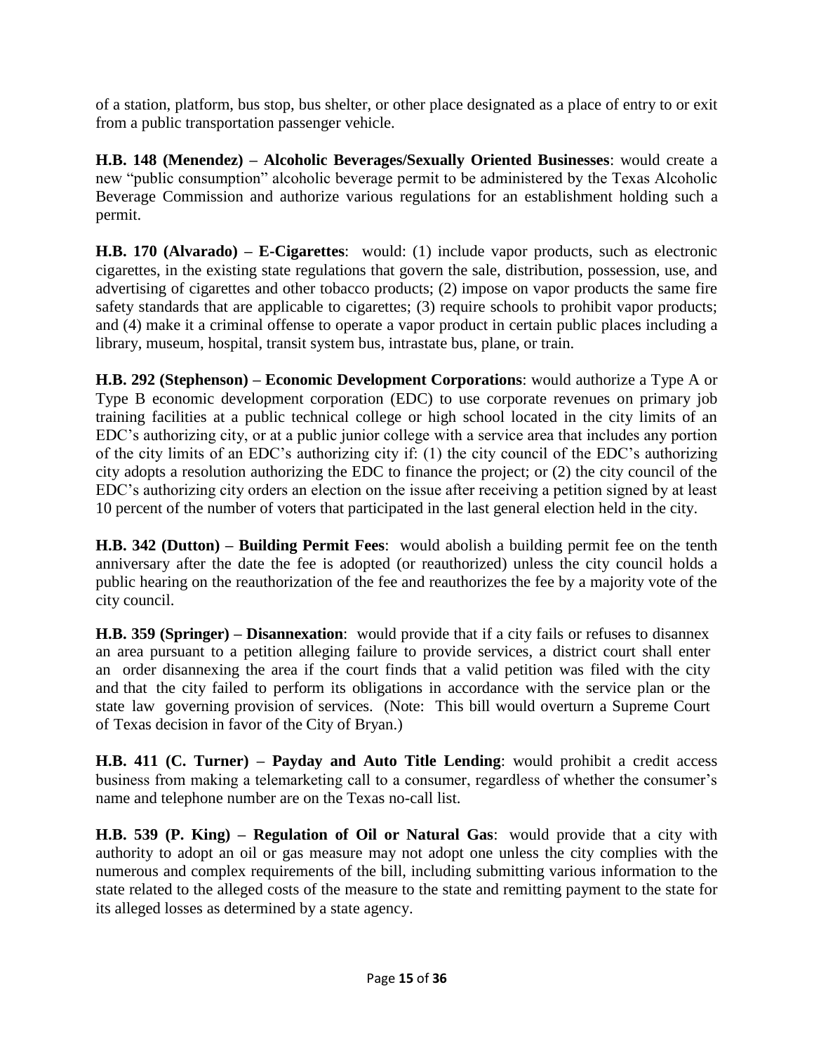of a station, platform, bus stop, bus shelter, or other place designated as a place of entry to or exit from a public transportation passenger vehicle.

**H.B. 148 (Menendez) – Alcoholic Beverages/Sexually Oriented Businesses**: would create a new "public consumption" alcoholic beverage permit to be administered by the Texas Alcoholic Beverage Commission and authorize various regulations for an establishment holding such a permit.

**H.B. 170 (Alvarado) – E-Cigarettes**: would: (1) include vapor products, such as electronic cigarettes, in the existing state regulations that govern the sale, distribution, possession, use, and advertising of cigarettes and other tobacco products; (2) impose on vapor products the same fire safety standards that are applicable to cigarettes; (3) require schools to prohibit vapor products; and (4) make it a criminal offense to operate a vapor product in certain public places including a library, museum, hospital, transit system bus, intrastate bus, plane, or train.

**H.B. 292 (Stephenson) – Economic Development Corporations**: would authorize a Type A or Type B economic development corporation (EDC) to use corporate revenues on primary job training facilities at a public technical college or high school located in the city limits of an EDC's authorizing city, or at a public junior college with a service area that includes any portion of the city limits of an EDC's authorizing city if: (1) the city council of the EDC's authorizing city adopts a resolution authorizing the EDC to finance the project; or (2) the city council of the EDC's authorizing city orders an election on the issue after receiving a petition signed by at least 10 percent of the number of voters that participated in the last general election held in the city.

**H.B. 342 (Dutton) – Building Permit Fees**: would abolish a building permit fee on the tenth anniversary after the date the fee is adopted (or reauthorized) unless the city council holds a public hearing on the reauthorization of the fee and reauthorizes the fee by a majority vote of the city council.

**H.B. 359 (Springer) – Disannexation**: would provide that if a city fails or refuses to disannex an area pursuant to a petition alleging failure to provide services, a district court shall enter an order disannexing the area if the court finds that a valid petition was filed with the city and that the city failed to perform its obligations in accordance with the service plan or the state law governing provision of services. (Note: This bill would overturn a Supreme Court of Texas decision in favor of the City of Bryan.)

**H.B. 411 (C. Turner) – Payday and Auto Title Lending**: would prohibit a credit access business from making a telemarketing call to a consumer, regardless of whether the consumer's name and telephone number are on the Texas no-call list.

**H.B. 539 (P. King) – Regulation of Oil or Natural Gas**: would provide that a city with authority to adopt an oil or gas measure may not adopt one unless the city complies with the numerous and complex requirements of the bill, including submitting various information to the state related to the alleged costs of the measure to the state and remitting payment to the state for its alleged losses as determined by a state agency.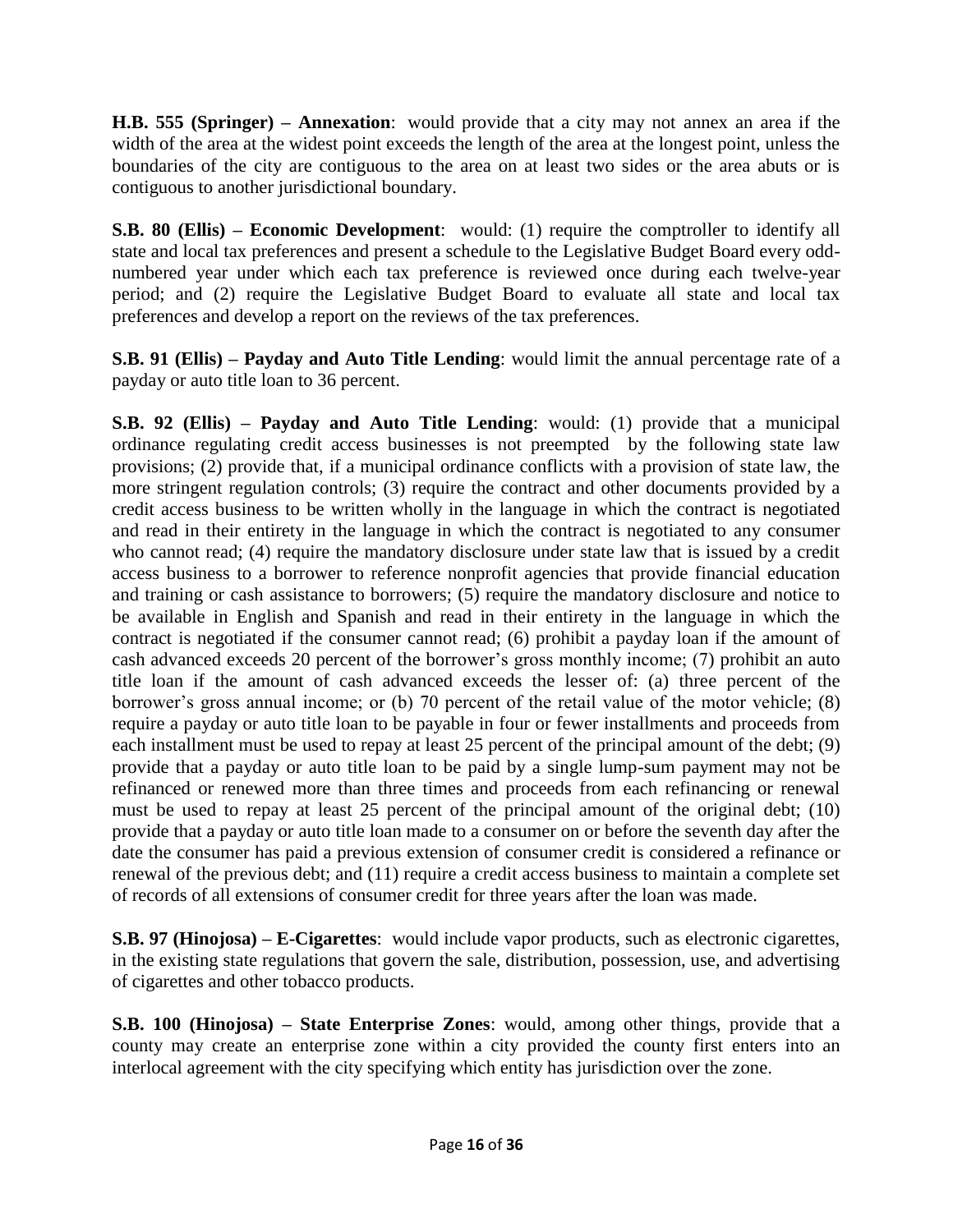**H.B. 555 (Springer) – Annexation**: would provide that a city may not annex an area if the width of the area at the widest point exceeds the length of the area at the longest point, unless the boundaries of the city are contiguous to the area on at least two sides or the area abuts or is contiguous to another jurisdictional boundary.

**S.B. 80 (Ellis) – Economic Development**: would: (1) require the comptroller to identify all state and local tax preferences and present a schedule to the Legislative Budget Board every odd-numbered year under which each tax preference is reviewed once during each twelve-year period; and (2) require the Legislative Budget Board to evaluate all state and local tax preferences and develop a report on the reviews of the tax preferences.

**S.B. 91 (Ellis) – Payday and Auto Title Lending**: would limit the annual percentage rate of a payday or auto title loan to 36 percent.

**S.B. 92 (Ellis) – Payday and Auto Title Lending**: would: (1) provide that a municipal ordinance regulating credit access businesses is not preempted by the following state law provisions; (2) provide that, if a municipal ordinance conflicts with a provision of state law, the more stringent regulation controls; (3) require the contract and other documents provided by a credit access business to be written wholly in the language in which the contract is negotiated and read in their entirety in the language in which the contract is negotiated to any consumer who cannot read; (4) require the mandatory disclosure under state law that is issued by a credit access business to a borrower to reference nonprofit agencies that provide financial education and training or cash assistance to borrowers; (5) require the mandatory disclosure and notice to be available in English and Spanish and read in their entirety in the language in which the contract is negotiated if the consumer cannot read; (6) prohibit a payday loan if the amount of cash advanced exceeds 20 percent of the borrower's gross monthly income; (7) prohibit an auto title loan if the amount of cash advanced exceeds the lesser of: (a) three percent of the borrower's gross annual income; or (b) 70 percent of the retail value of the motor vehicle; (8) require a payday or auto title loan to be payable in four or fewer installments and proceeds from each installment must be used to repay at least 25 percent of the principal amount of the debt; (9) provide that a payday or auto title loan to be paid by a single lump-sum payment may not be refinanced or renewed more than three times and proceeds from each refinancing or renewal must be used to repay at least 25 percent of the principal amount of the original debt; (10) provide that a payday or auto title loan made to a consumer on or before the seventh day after the date the consumer has paid a previous extension of consumer credit is considered a refinance or renewal of the previous debt; and (11) require a credit access business to maintain a complete set of records of all extensions of consumer credit for three years after the loan was made.

**S.B. 97 (Hinojosa) – E-Cigarettes**: would include vapor products, such as electronic cigarettes, in the existing state regulations that govern the sale, distribution, possession, use, and advertising of cigarettes and other tobacco products.

**S.B. 100 (Hinojosa) – State Enterprise Zones**: would, among other things, provide that a county may create an enterprise zone within a city provided the county first enters into an interlocal agreement with the city specifying which entity has jurisdiction over the zone.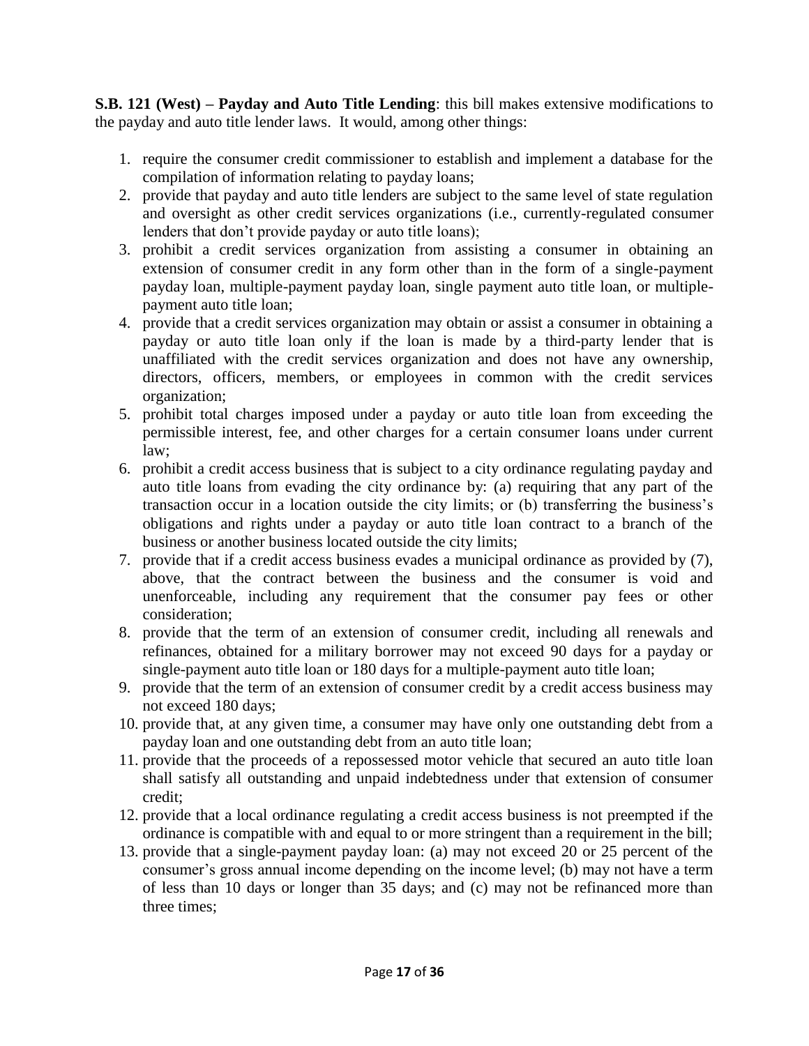**S.B. 121 (West) – Payday and Auto Title Lending**: this bill makes extensive modifications to the payday and auto title lender laws. It would, among other things:

1. require the consumer credit commissioner to establish and implement a database for the compilation of information relating to payday loans;
2. provide that payday and auto title lenders are subject to the same level of state regulation and oversight as other credit services organizations (i.e., currently-regulated consumer lenders that don't provide payday or auto title loans);
3. prohibit a credit services organization from assisting a consumer in obtaining an extension of consumer credit in any form other than in the form of a single-payment payday loan, multiple-payment payday loan, single payment auto title loan, or multiple-payment auto title loan;
4. provide that a credit services organization may obtain or assist a consumer in obtaining a payday or auto title loan only if the loan is made by a third-party lender that is unaffiliated with the credit services organization and does not have any ownership, directors, officers, members, or employees in common with the credit services organization;
5. prohibit total charges imposed under a payday or auto title loan from exceeding the permissible interest, fee, and other charges for a certain consumer loans under current law;
6. prohibit a credit access business that is subject to a city ordinance regulating payday and auto title loans from evading the city ordinance by: (a) requiring that any part of the transaction occur in a location outside the city limits; or (b) transferring the business's obligations and rights under a payday or auto title loan contract to a branch of the business or another business located outside the city limits;
7. provide that if a credit access business evades a municipal ordinance as provided by (7), above, that the contract between the business and the consumer is void and unenforceable, including any requirement that the consumer pay fees or other consideration;
8. provide that the term of an extension of consumer credit, including all renewals and refinances, obtained for a military borrower may not exceed 90 days for a payday or single-payment auto title loan or 180 days for a multiple-payment auto title loan;
9. provide that the term of an extension of consumer credit by a credit access business may not exceed 180 days;
10. provide that, at any given time, a consumer may have only one outstanding debt from a payday loan and one outstanding debt from an auto title loan;
11. provide that the proceeds of a repossessed motor vehicle that secured an auto title loan shall satisfy all outstanding and unpaid indebtedness under that extension of consumer credit;
12. provide that a local ordinance regulating a credit access business is not preempted if the ordinance is compatible with and equal to or more stringent than a requirement in the bill;
13. provide that a single-payment payday loan: (a) may not exceed 20 or 25 percent of the consumer's gross annual income depending on the income level; (b) may not have a term of less than 10 days or longer than 35 days; and (c) may not be refinanced more than three times;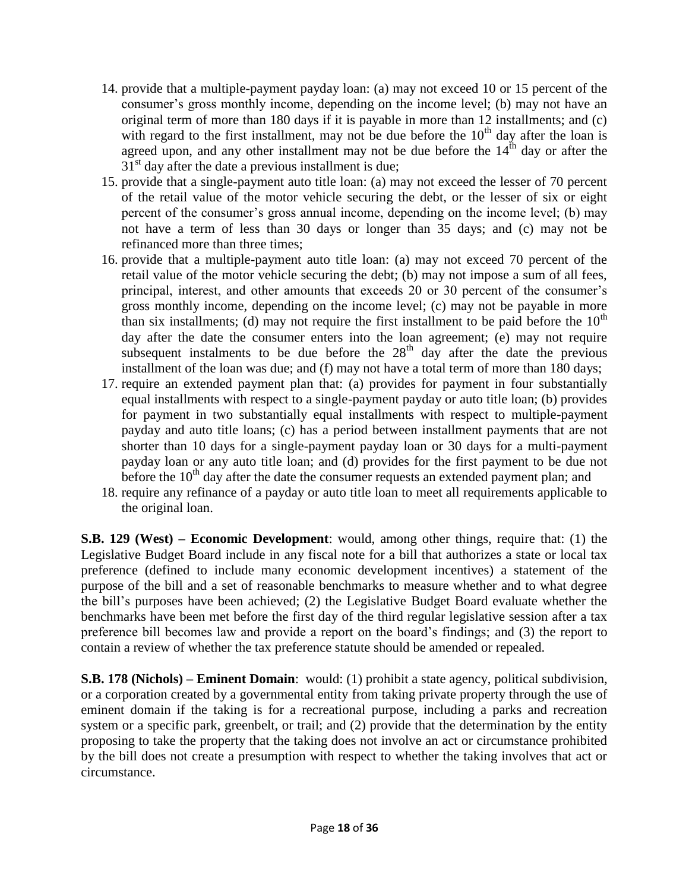14. provide that a multiple-payment payday loan: (a) may not exceed 10 or 15 percent of the consumer's gross monthly income, depending on the income level; (b) may not have an original term of more than 180 days if it is payable in more than 12 installments; and (c) with regard to the first installment, may not be due before the 10th day after the loan is agreed upon, and any other installment may not be due before the 14th day or after the 31st day after the date a previous installment is due;
15. provide that a single-payment auto title loan: (a) may not exceed the lesser of 70 percent of the retail value of the motor vehicle securing the debt, or the lesser of six or eight percent of the consumer's gross annual income, depending on the income level; (b) may not have a term of less than 30 days or longer than 35 days; and (c) may not be refinanced more than three times;
16. provide that a multiple-payment auto title loan: (a) may not exceed 70 percent of the retail value of the motor vehicle securing the debt; (b) may not impose a sum of all fees, principal, interest, and other amounts that exceeds 20 or 30 percent of the consumer's gross monthly income, depending on the income level; (c) may not be payable in more than six installments; (d) may not require the first installment to be paid before the 10th day after the date the consumer enters into the loan agreement; (e) may not require subsequent instalments to be due before the 28th day after the date the previous installment of the loan was due; and (f) may not have a total term of more than 180 days;
17. require an extended payment plan that: (a) provides for payment in four substantially equal installments with respect to a single-payment payday or auto title loan; (b) provides for payment in two substantially equal installments with respect to multiple-payment payday and auto title loans; (c) has a period between installment payments that are not shorter than 10 days for a single-payment payday loan or 30 days for a multi-payment payday loan or any auto title loan; and (d) provides for the first payment to be due not before the 10th day after the date the consumer requests an extended payment plan; and
18. require any refinance of a payday or auto title loan to meet all requirements applicable to the original loan.

**S.B. 129 (West) – Economic Development**: would, among other things, require that: (1) the Legislative Budget Board include in any fiscal note for a bill that authorizes a state or local tax preference (defined to include many economic development incentives) a statement of the purpose of the bill and a set of reasonable benchmarks to measure whether and to what degree the bill's purposes have been achieved; (2) the Legislative Budget Board evaluate whether the benchmarks have been met before the first day of the third regular legislative session after a tax preference bill becomes law and provide a report on the board's findings; and (3) the report to contain a review of whether the tax preference statute should be amended or repealed.

**S.B. 178 (Nichols) – Eminent Domain**: would: (1) prohibit a state agency, political subdivision, or a corporation created by a governmental entity from taking private property through the use of eminent domain if the taking is for a recreational purpose, including a parks and recreation system or a specific park, greenbelt, or trail; and (2) provide that the determination by the entity proposing to take the property that the taking does not involve an act or circumstance prohibited by the bill does not create a presumption with respect to whether the taking involves that act or circumstance.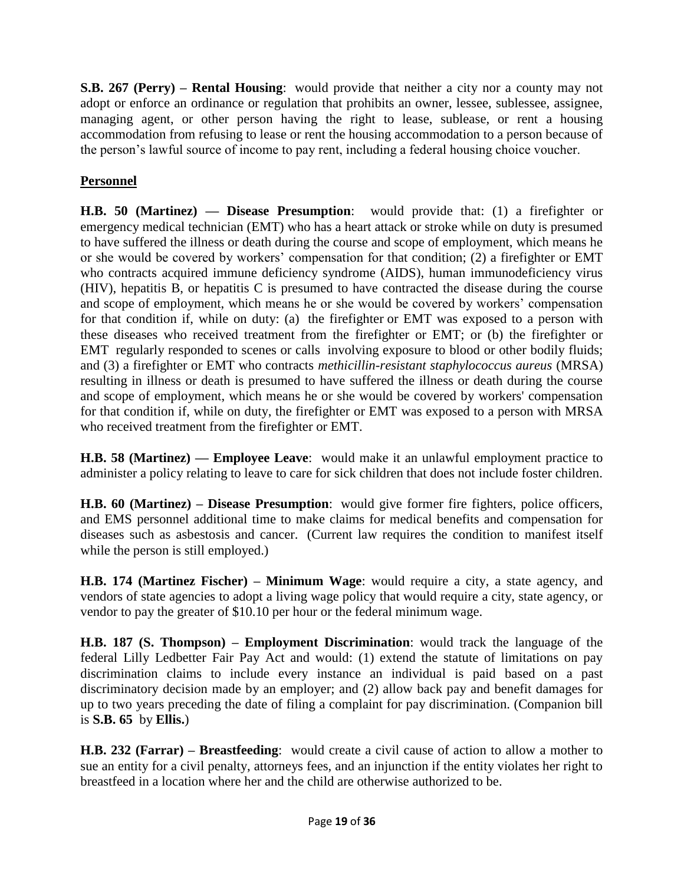**S.B. 267 (Perry) – Rental Housing**: would provide that neither a city nor a county may not adopt or enforce an ordinance or regulation that prohibits an owner, lessee, sublessee, assignee, managing agent, or other person having the right to lease, sublease, or rent a housing accommodation from refusing to lease or rent the housing accommodation to a person because of the person's lawful source of income to pay rent, including a federal housing choice voucher.

## Personnel

**H.B. 50 (Martinez) — Disease Presumption**: would provide that: (1) a firefighter or emergency medical technician (EMT) who has a heart attack or stroke while on duty is presumed to have suffered the illness or death during the course and scope of employment, which means he or she would be covered by workers' compensation for that condition; (2) a firefighter or EMT who contracts acquired immune deficiency syndrome (AIDS), human immunodeficiency virus (HIV), hepatitis B, or hepatitis C is presumed to have contracted the disease during the course and scope of employment, which means he or she would be covered by workers' compensation for that condition if, while on duty: (a) the firefighter or EMT was exposed to a person with these diseases who received treatment from the firefighter or EMT; or (b) the firefighter or EMT regularly responded to scenes or calls involving exposure to blood or other bodily fluids; and (3) a firefighter or EMT who contracts *methicillin-resistant staphylococcus aureus* (MRSA) resulting in illness or death is presumed to have suffered the illness or death during the course and scope of employment, which means he or she would be covered by workers' compensation for that condition if, while on duty, the firefighter or EMT was exposed to a person with MRSA who received treatment from the firefighter or EMT.

**H.B. 58 (Martinez) — Employee Leave**: would make it an unlawful employment practice to administer a policy relating to leave to care for sick children that does not include foster children.

**H.B. 60 (Martinez) – Disease Presumption**: would give former fire fighters, police officers, and EMS personnel additional time to make claims for medical benefits and compensation for diseases such as asbestosis and cancer. (Current law requires the condition to manifest itself while the person is still employed.)

**H.B. 174 (Martinez Fischer) – Minimum Wage**: would require a city, a state agency, and vendors of state agencies to adopt a living wage policy that would require a city, state agency, or vendor to pay the greater of $10.10 per hour or the federal minimum wage.

**H.B. 187 (S. Thompson) – Employment Discrimination**: would track the language of the federal Lilly Ledbetter Fair Pay Act and would: (1) extend the statute of limitations on pay discrimination claims to include every instance an individual is paid based on a past discriminatory decision made by an employer; and (2) allow back pay and benefit damages for up to two years preceding the date of filing a complaint for pay discrimination. (Companion bill is **S.B. 65** by **Ellis.**)

**H.B. 232 (Farrar) – Breastfeeding**: would create a civil cause of action to allow a mother to sue an entity for a civil penalty, attorneys fees, and an injunction if the entity violates her right to breastfeed in a location where her and the child are otherwise authorized to be.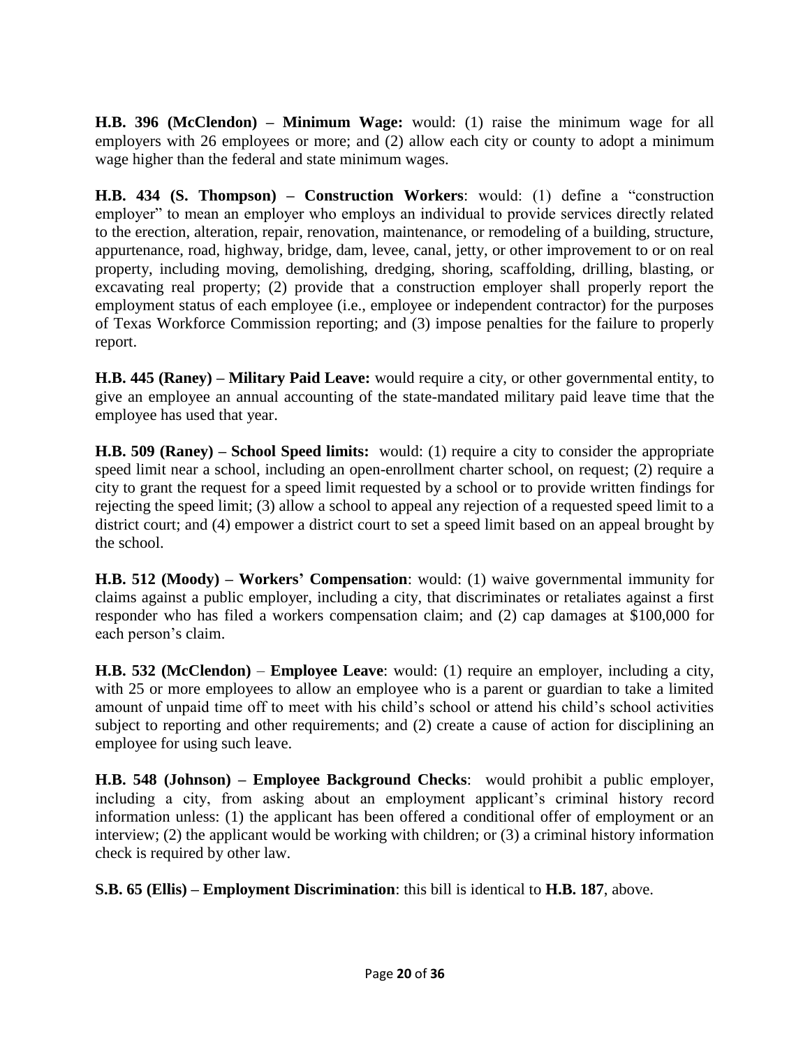**H.B. 396 (McClendon) – Minimum Wage:** would: (1) raise the minimum wage for all employers with 26 employees or more; and (2) allow each city or county to adopt a minimum wage higher than the federal and state minimum wages.

**H.B. 434 (S. Thompson) – Construction Workers**: would: (1) define a "construction employer" to mean an employer who employs an individual to provide services directly related to the erection, alteration, repair, renovation, maintenance, or remodeling of a building, structure, appurtenance, road, highway, bridge, dam, levee, canal, jetty, or other improvement to or on real property, including moving, demolishing, dredging, shoring, scaffolding, drilling, blasting, or excavating real property; (2) provide that a construction employer shall properly report the employment status of each employee (i.e., employee or independent contractor) for the purposes of Texas Workforce Commission reporting; and (3) impose penalties for the failure to properly report.

**H.B. 445 (Raney) – Military Paid Leave:** would require a city, or other governmental entity, to give an employee an annual accounting of the state-mandated military paid leave time that the employee has used that year.

**H.B. 509 (Raney) – School Speed limits:** would: (1) require a city to consider the appropriate speed limit near a school, including an open-enrollment charter school, on request; (2) require a city to grant the request for a speed limit requested by a school or to provide written findings for rejecting the speed limit; (3) allow a school to appeal any rejection of a requested speed limit to a district court; and (4) empower a district court to set a speed limit based on an appeal brought by the school.

**H.B. 512 (Moody) – Workers' Compensation**: would: (1) waive governmental immunity for claims against a public employer, including a city, that discriminates or retaliates against a first responder who has filed a workers compensation claim; and (2) cap damages at $100,000 for each person's claim.

**H.B. 532 (McClendon)** – **Employee Leave**: would: (1) require an employer, including a city, with 25 or more employees to allow an employee who is a parent or guardian to take a limited amount of unpaid time off to meet with his child's school or attend his child's school activities subject to reporting and other requirements; and (2) create a cause of action for disciplining an employee for using such leave.

**H.B. 548 (Johnson) – Employee Background Checks**: would prohibit a public employer, including a city, from asking about an employment applicant's criminal history record information unless: (1) the applicant has been offered a conditional offer of employment or an interview; (2) the applicant would be working with children; or (3) a criminal history information check is required by other law.

**S.B. 65 (Ellis) – Employment Discrimination**: this bill is identical to **H.B. 187**, above.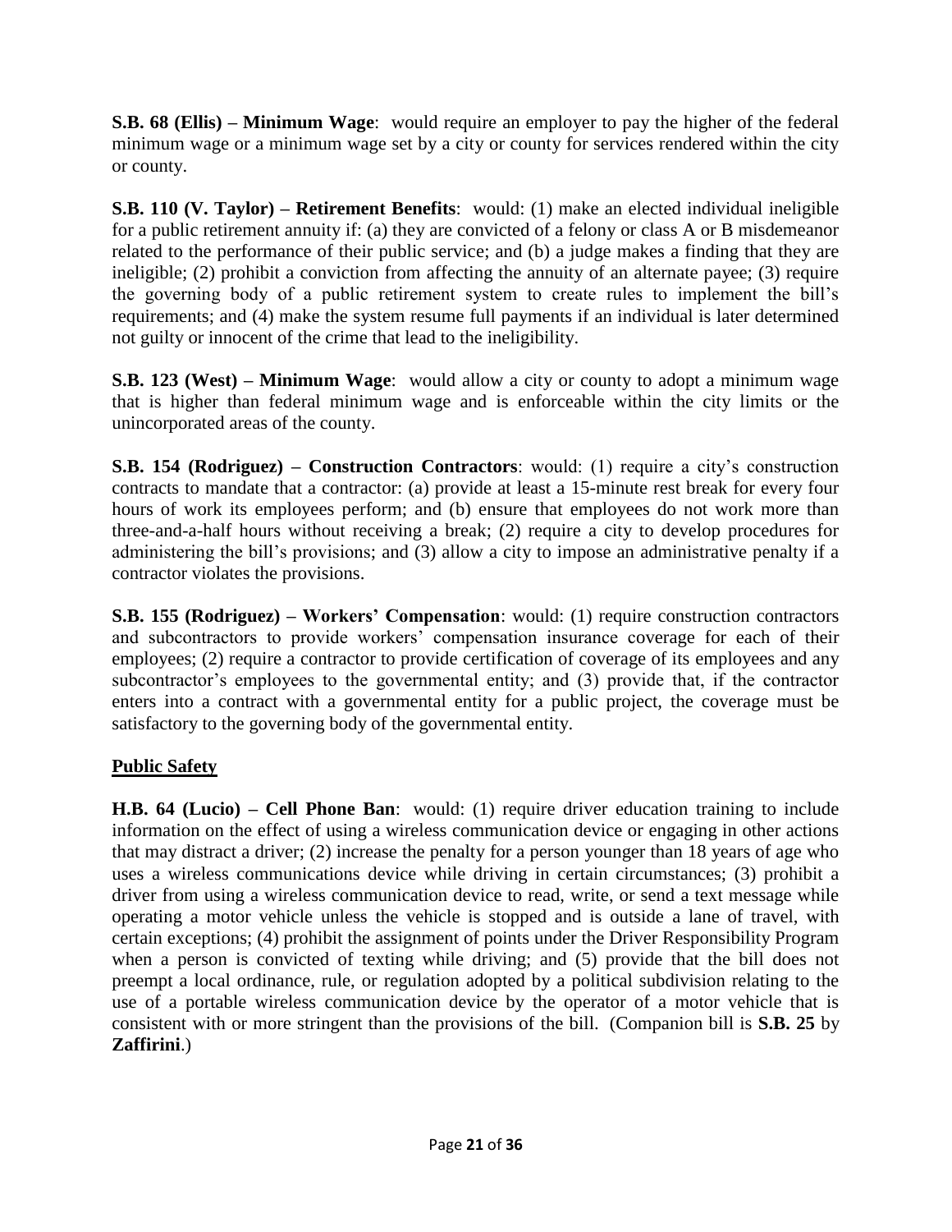**S.B. 68 (Ellis) – Minimum Wage**: would require an employer to pay the higher of the federal minimum wage or a minimum wage set by a city or county for services rendered within the city or county.

**S.B. 110 (V. Taylor) – Retirement Benefits**: would: (1) make an elected individual ineligible for a public retirement annuity if: (a) they are convicted of a felony or class A or B misdemeanor related to the performance of their public service; and (b) a judge makes a finding that they are ineligible; (2) prohibit a conviction from affecting the annuity of an alternate payee; (3) require the governing body of a public retirement system to create rules to implement the bill's requirements; and (4) make the system resume full payments if an individual is later determined not guilty or innocent of the crime that lead to the ineligibility.

**S.B. 123 (West) – Minimum Wage**: would allow a city or county to adopt a minimum wage that is higher than federal minimum wage and is enforceable within the city limits or the unincorporated areas of the county.

**S.B. 154 (Rodriguez) – Construction Contractors**: would: (1) require a city's construction contracts to mandate that a contractor: (a) provide at least a 15-minute rest break for every four hours of work its employees perform; and (b) ensure that employees do not work more than three-and-a-half hours without receiving a break; (2) require a city to develop procedures for administering the bill's provisions; and (3) allow a city to impose an administrative penalty if a contractor violates the provisions.

**S.B. 155 (Rodriguez) – Workers' Compensation**: would: (1) require construction contractors and subcontractors to provide workers' compensation insurance coverage for each of their employees; (2) require a contractor to provide certification of coverage of its employees and any subcontractor's employees to the governmental entity; and (3) provide that, if the contractor enters into a contract with a governmental entity for a public project, the coverage must be satisfactory to the governing body of the governmental entity.

## Public Safety

**H.B. 64 (Lucio) – Cell Phone Ban**: would: (1) require driver education training to include information on the effect of using a wireless communication device or engaging in other actions that may distract a driver; (2) increase the penalty for a person younger than 18 years of age who uses a wireless communications device while driving in certain circumstances; (3) prohibit a driver from using a wireless communication device to read, write, or send a text message while operating a motor vehicle unless the vehicle is stopped and is outside a lane of travel, with certain exceptions; (4) prohibit the assignment of points under the Driver Responsibility Program when a person is convicted of texting while driving; and (5) provide that the bill does not preempt a local ordinance, rule, or regulation adopted by a political subdivision relating to the use of a portable wireless communication device by the operator of a motor vehicle that is consistent with or more stringent than the provisions of the bill. (Companion bill is **S.B. 25** by **Zaffirini**.)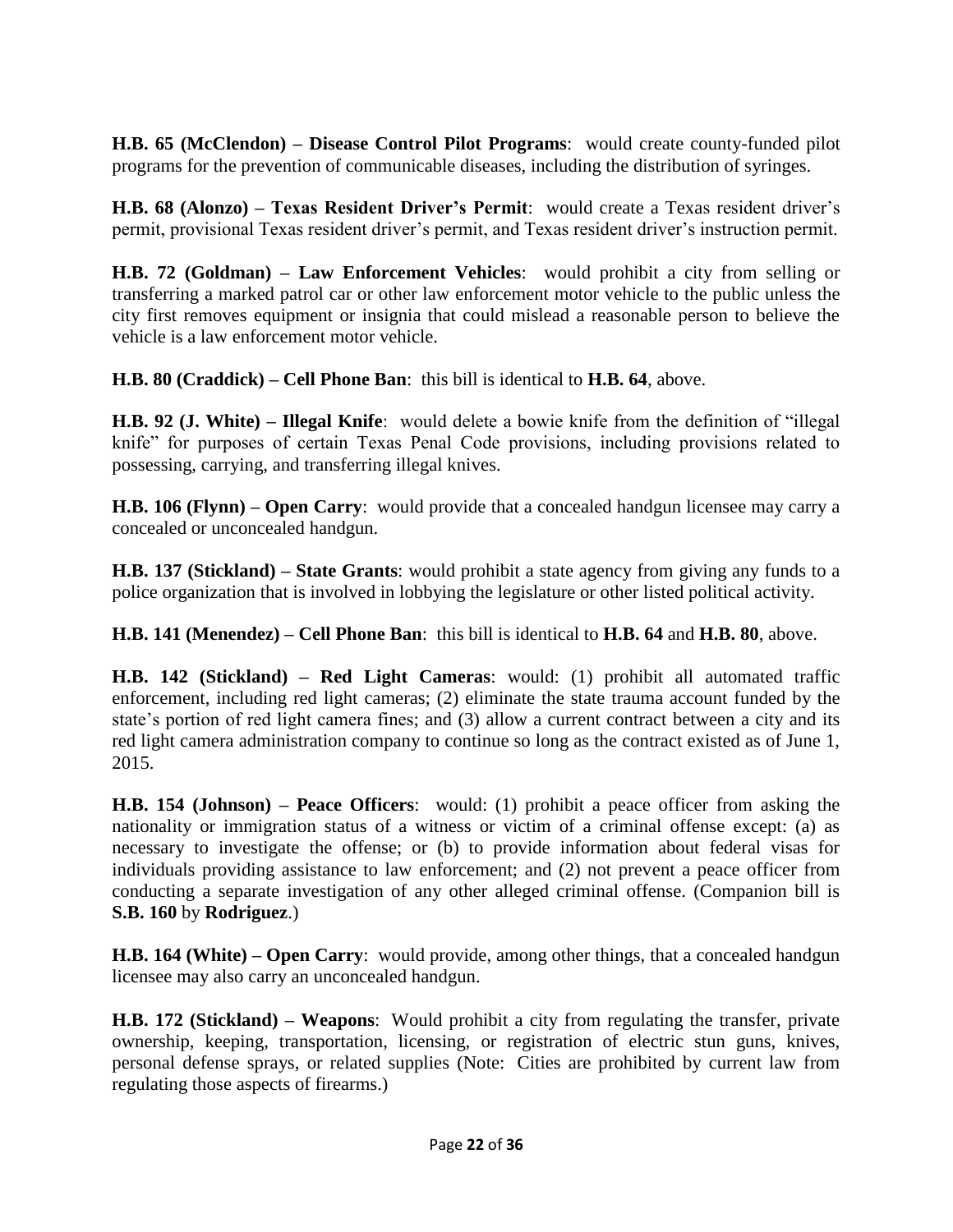**H.B. 65 (McClendon) – Disease Control Pilot Programs**: would create county-funded pilot programs for the prevention of communicable diseases, including the distribution of syringes.

**H.B. 68 (Alonzo) – Texas Resident Driver's Permit**: would create a Texas resident driver's permit, provisional Texas resident driver's permit, and Texas resident driver's instruction permit.

**H.B. 72 (Goldman) – Law Enforcement Vehicles**: would prohibit a city from selling or transferring a marked patrol car or other law enforcement motor vehicle to the public unless the city first removes equipment or insignia that could mislead a reasonable person to believe the vehicle is a law enforcement motor vehicle.

**H.B. 80 (Craddick) – Cell Phone Ban**: this bill is identical to **H.B. 64**, above.

**H.B. 92 (J. White) – Illegal Knife**: would delete a bowie knife from the definition of "illegal knife" for purposes of certain Texas Penal Code provisions, including provisions related to possessing, carrying, and transferring illegal knives.

**H.B. 106 (Flynn) – Open Carry**: would provide that a concealed handgun licensee may carry a concealed or unconcealed handgun.

**H.B. 137 (Stickland) – State Grants**: would prohibit a state agency from giving any funds to a police organization that is involved in lobbying the legislature or other listed political activity.

**H.B. 141 (Menendez) – Cell Phone Ban**: this bill is identical to **H.B. 64** and **H.B. 80**, above.

**H.B. 142 (Stickland) – Red Light Cameras**: would: (1) prohibit all automated traffic enforcement, including red light cameras; (2) eliminate the state trauma account funded by the state's portion of red light camera fines; and (3) allow a current contract between a city and its red light camera administration company to continue so long as the contract existed as of June 1, 2015.

**H.B. 154 (Johnson) – Peace Officers**: would: (1) prohibit a peace officer from asking the nationality or immigration status of a witness or victim of a criminal offense except: (a) as necessary to investigate the offense; or (b) to provide information about federal visas for individuals providing assistance to law enforcement; and (2) not prevent a peace officer from conducting a separate investigation of any other alleged criminal offense. (Companion bill is **S.B. 160** by **Rodriguez**.)

**H.B. 164 (White) – Open Carry**: would provide, among other things, that a concealed handgun licensee may also carry an unconcealed handgun.

**H.B. 172 (Stickland) – Weapons**: Would prohibit a city from regulating the transfer, private ownership, keeping, transportation, licensing, or registration of electric stun guns, knives, personal defense sprays, or related supplies (Note: Cities are prohibited by current law from regulating those aspects of firearms.)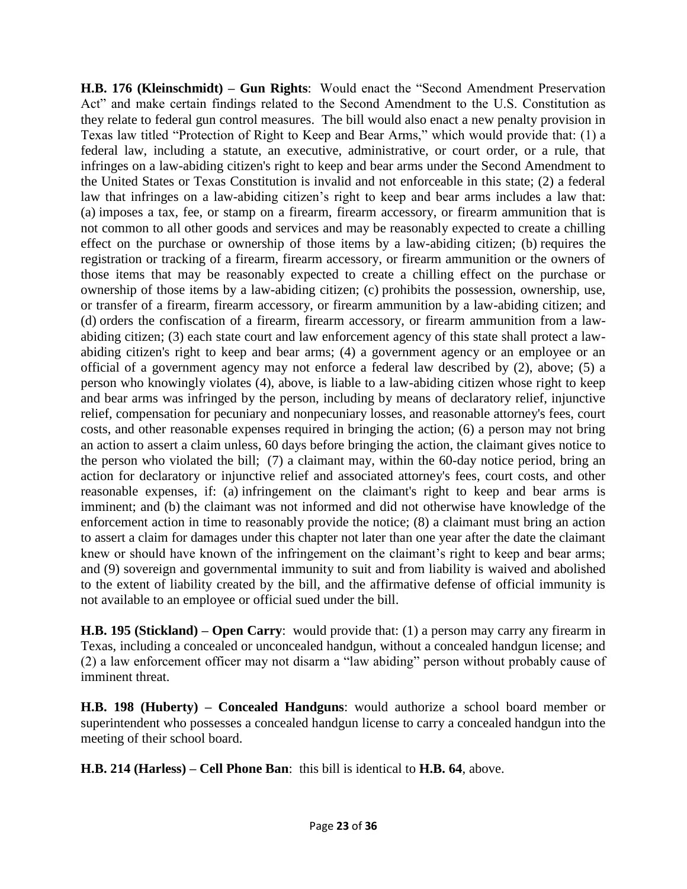**H.B. 176 (Kleinschmidt) – Gun Rights**: Would enact the "Second Amendment Preservation Act" and make certain findings related to the Second Amendment to the U.S. Constitution as they relate to federal gun control measures. The bill would also enact a new penalty provision in Texas law titled "Protection of Right to Keep and Bear Arms," which would provide that: (1) a federal law, including a statute, an executive, administrative, or court order, or a rule, that infringes on a law-abiding citizen's right to keep and bear arms under the Second Amendment to the United States or Texas Constitution is invalid and not enforceable in this state; (2) a federal law that infringes on a law-abiding citizen's right to keep and bear arms includes a law that: (a) imposes a tax, fee, or stamp on a firearm, firearm accessory, or firearm ammunition that is not common to all other goods and services and may be reasonably expected to create a chilling effect on the purchase or ownership of those items by a law-abiding citizen; (b) requires the registration or tracking of a firearm, firearm accessory, or firearm ammunition or the owners of those items that may be reasonably expected to create a chilling effect on the purchase or ownership of those items by a law-abiding citizen; (c) prohibits the possession, ownership, use, or transfer of a firearm, firearm accessory, or firearm ammunition by a law-abiding citizen; and (d) orders the confiscation of a firearm, firearm accessory, or firearm ammunition from a law-abiding citizen; (3) each state court and law enforcement agency of this state shall protect a law-abiding citizen's right to keep and bear arms; (4) a government agency or an employee or an official of a government agency may not enforce a federal law described by (2), above; (5) a person who knowingly violates (4), above, is liable to a law-abiding citizen whose right to keep and bear arms was infringed by the person, including by means of declaratory relief, injunctive relief, compensation for pecuniary and nonpecuniary losses, and reasonable attorney's fees, court costs, and other reasonable expenses required in bringing the action; (6) a person may not bring an action to assert a claim unless, 60 days before bringing the action, the claimant gives notice to the person who violated the bill; (7) a claimant may, within the 60-day notice period, bring an action for declaratory or injunctive relief and associated attorney's fees, court costs, and other reasonable expenses, if: (a) infringement on the claimant's right to keep and bear arms is imminent; and (b) the claimant was not informed and did not otherwise have knowledge of the enforcement action in time to reasonably provide the notice; (8) a claimant must bring an action to assert a claim for damages under this chapter not later than one year after the date the claimant knew or should have known of the infringement on the claimant's right to keep and bear arms; and (9) sovereign and governmental immunity to suit and from liability is waived and abolished to the extent of liability created by the bill, and the affirmative defense of official immunity is not available to an employee or official sued under the bill.

**H.B. 195 (Stickland) – Open Carry**: would provide that: (1) a person may carry any firearm in Texas, including a concealed or unconcealed handgun, without a concealed handgun license; and (2) a law enforcement officer may not disarm a "law abiding" person without probably cause of imminent threat.

**H.B. 198 (Huberty) – Concealed Handguns**: would authorize a school board member or superintendent who possesses a concealed handgun license to carry a concealed handgun into the meeting of their school board.

**H.B. 214 (Harless) – Cell Phone Ban**: this bill is identical to **H.B. 64**, above.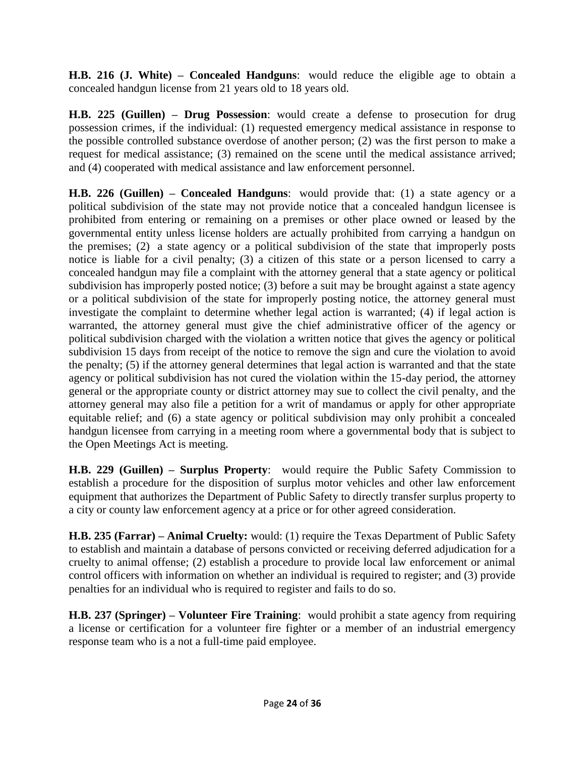**H.B. 216 (J. White) – Concealed Handguns**: would reduce the eligible age to obtain a concealed handgun license from 21 years old to 18 years old.

**H.B. 225 (Guillen) – Drug Possession**: would create a defense to prosecution for drug possession crimes, if the individual: (1) requested emergency medical assistance in response to the possible controlled substance overdose of another person; (2) was the first person to make a request for medical assistance; (3) remained on the scene until the medical assistance arrived; and (4) cooperated with medical assistance and law enforcement personnel.

**H.B. 226 (Guillen) – Concealed Handguns**: would provide that: (1) a state agency or a political subdivision of the state may not provide notice that a concealed handgun licensee is prohibited from entering or remaining on a premises or other place owned or leased by the governmental entity unless license holders are actually prohibited from carrying a handgun on the premises; (2) a state agency or a political subdivision of the state that improperly posts notice is liable for a civil penalty; (3) a citizen of this state or a person licensed to carry a concealed handgun may file a complaint with the attorney general that a state agency or political subdivision has improperly posted notice; (3) before a suit may be brought against a state agency or a political subdivision of the state for improperly posting notice, the attorney general must investigate the complaint to determine whether legal action is warranted; (4) if legal action is warranted, the attorney general must give the chief administrative officer of the agency or political subdivision charged with the violation a written notice that gives the agency or political subdivision 15 days from receipt of the notice to remove the sign and cure the violation to avoid the penalty; (5) if the attorney general determines that legal action is warranted and that the state agency or political subdivision has not cured the violation within the 15-day period, the attorney general or the appropriate county or district attorney may sue to collect the civil penalty, and the attorney general may also file a petition for a writ of mandamus or apply for other appropriate equitable relief; and (6) a state agency or political subdivision may only prohibit a concealed handgun licensee from carrying in a meeting room where a governmental body that is subject to the Open Meetings Act is meeting.

**H.B. 229 (Guillen) – Surplus Property**: would require the Public Safety Commission to establish a procedure for the disposition of surplus motor vehicles and other law enforcement equipment that authorizes the Department of Public Safety to directly transfer surplus property to a city or county law enforcement agency at a price or for other agreed consideration.

**H.B. 235 (Farrar) – Animal Cruelty:** would: (1) require the Texas Department of Public Safety to establish and maintain a database of persons convicted or receiving deferred adjudication for a cruelty to animal offense; (2) establish a procedure to provide local law enforcement or animal control officers with information on whether an individual is required to register; and (3) provide penalties for an individual who is required to register and fails to do so.

**H.B. 237 (Springer) – Volunteer Fire Training**: would prohibit a state agency from requiring a license or certification for a volunteer fire fighter or a member of an industrial emergency response team who is a not a full-time paid employee.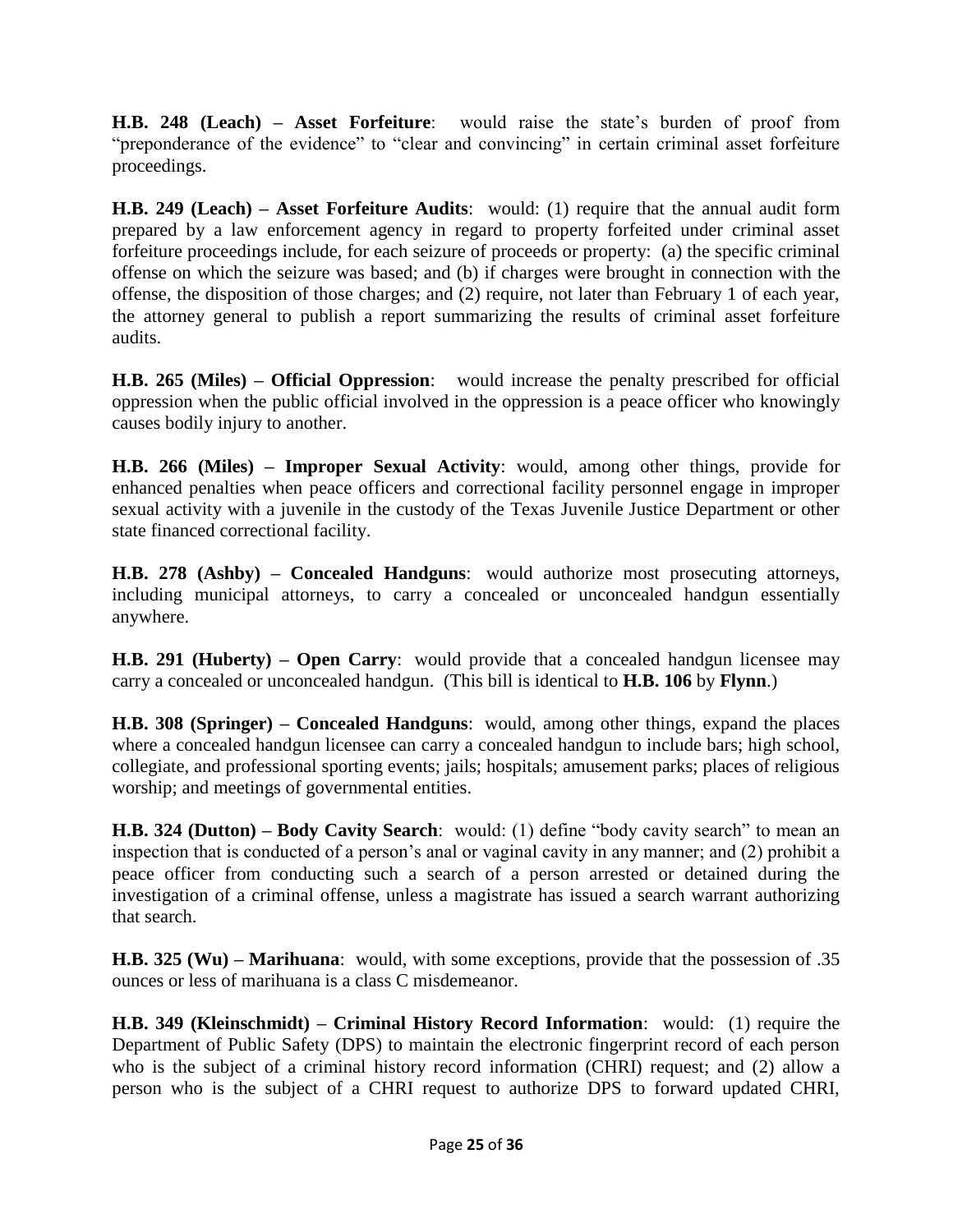**H.B. 248 (Leach) – Asset Forfeiture**: would raise the state's burden of proof from "preponderance of the evidence" to "clear and convincing" in certain criminal asset forfeiture proceedings.

**H.B. 249 (Leach) – Asset Forfeiture Audits**: would: (1) require that the annual audit form prepared by a law enforcement agency in regard to property forfeited under criminal asset forfeiture proceedings include, for each seizure of proceeds or property: (a) the specific criminal offense on which the seizure was based; and (b) if charges were brought in connection with the offense, the disposition of those charges; and (2) require, not later than February 1 of each year, the attorney general to publish a report summarizing the results of criminal asset forfeiture audits.

**H.B. 265 (Miles) – Official Oppression**: would increase the penalty prescribed for official oppression when the public official involved in the oppression is a peace officer who knowingly causes bodily injury to another.

**H.B. 266 (Miles) – Improper Sexual Activity**: would, among other things, provide for enhanced penalties when peace officers and correctional facility personnel engage in improper sexual activity with a juvenile in the custody of the Texas Juvenile Justice Department or other state financed correctional facility.

**H.B. 278 (Ashby) – Concealed Handguns**: would authorize most prosecuting attorneys, including municipal attorneys, to carry a concealed or unconcealed handgun essentially anywhere.

**H.B. 291 (Huberty) – Open Carry**: would provide that a concealed handgun licensee may carry a concealed or unconcealed handgun. (This bill is identical to **H.B. 106** by **Flynn**.)

**H.B. 308 (Springer) – Concealed Handguns**: would, among other things, expand the places where a concealed handgun licensee can carry a concealed handgun to include bars; high school, collegiate, and professional sporting events; jails; hospitals; amusement parks; places of religious worship; and meetings of governmental entities.

**H.B. 324 (Dutton) – Body Cavity Search**: would: (1) define "body cavity search" to mean an inspection that is conducted of a person's anal or vaginal cavity in any manner; and (2) prohibit a peace officer from conducting such a search of a person arrested or detained during the investigation of a criminal offense, unless a magistrate has issued a search warrant authorizing that search.

**H.B. 325 (Wu) – Marihuana**: would, with some exceptions, provide that the possession of .35 ounces or less of marihuana is a class C misdemeanor.

**H.B. 349 (Kleinschmidt) – Criminal History Record Information**: would: (1) require the Department of Public Safety (DPS) to maintain the electronic fingerprint record of each person who is the subject of a criminal history record information (CHRI) request; and (2) allow a person who is the subject of a CHRI request to authorize DPS to forward updated CHRI,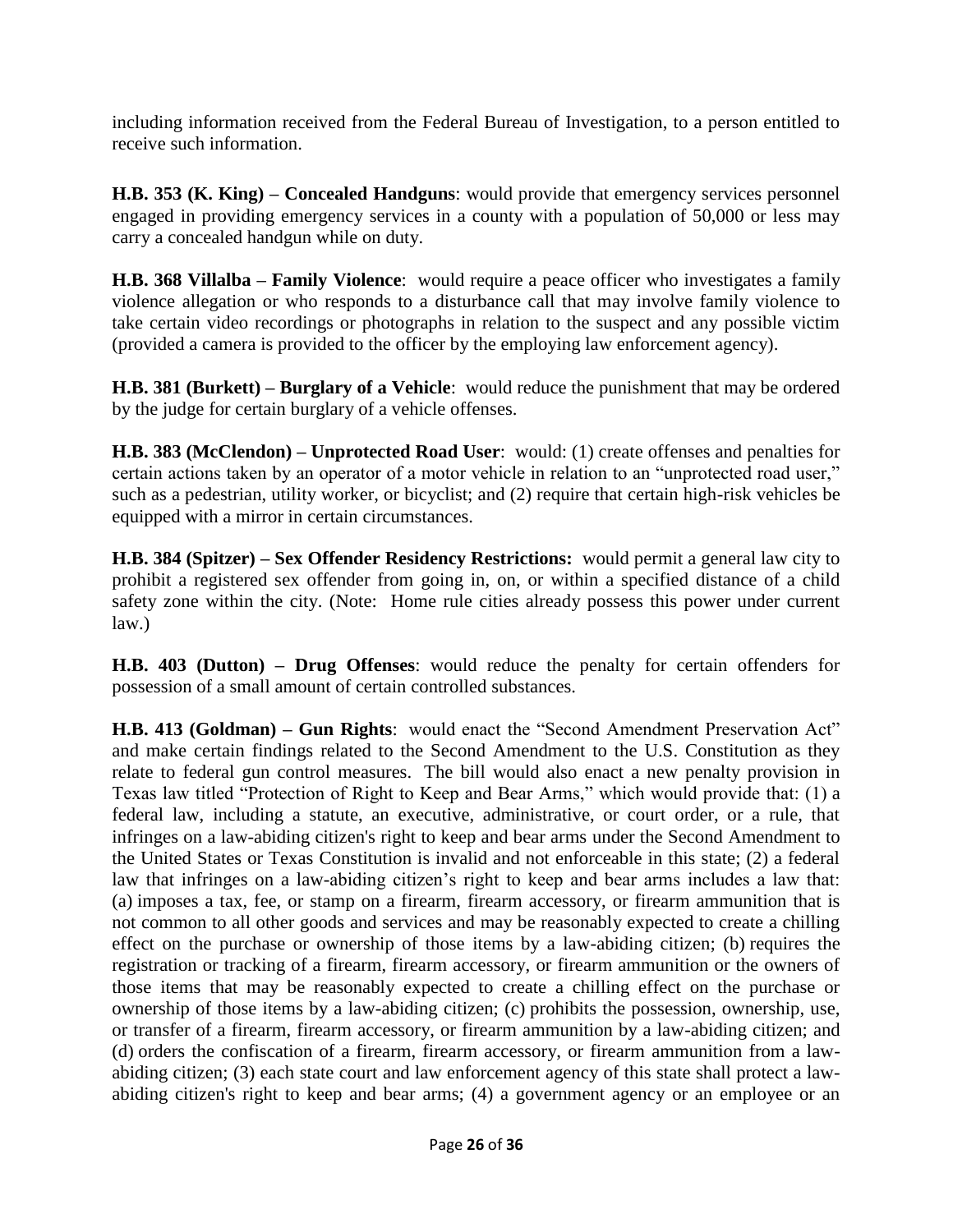including information received from the Federal Bureau of Investigation, to a person entitled to receive such information.

**H.B. 353 (K. King) – Concealed Handguns**: would provide that emergency services personnel engaged in providing emergency services in a county with a population of 50,000 or less may carry a concealed handgun while on duty.

**H.B. 368 Villalba – Family Violence**: would require a peace officer who investigates a family violence allegation or who responds to a disturbance call that may involve family violence to take certain video recordings or photographs in relation to the suspect and any possible victim (provided a camera is provided to the officer by the employing law enforcement agency).

**H.B. 381 (Burkett) – Burglary of a Vehicle**: would reduce the punishment that may be ordered by the judge for certain burglary of a vehicle offenses.

**H.B. 383 (McClendon) – Unprotected Road User**: would: (1) create offenses and penalties for certain actions taken by an operator of a motor vehicle in relation to an "unprotected road user," such as a pedestrian, utility worker, or bicyclist; and (2) require that certain high-risk vehicles be equipped with a mirror in certain circumstances.

**H.B. 384 (Spitzer) – Sex Offender Residency Restrictions:** would permit a general law city to prohibit a registered sex offender from going in, on, or within a specified distance of a child safety zone within the city. (Note: Home rule cities already possess this power under current law.)

**H.B. 403 (Dutton) – Drug Offenses**: would reduce the penalty for certain offenders for possession of a small amount of certain controlled substances.

**H.B. 413 (Goldman) – Gun Rights**: would enact the "Second Amendment Preservation Act" and make certain findings related to the Second Amendment to the U.S. Constitution as they relate to federal gun control measures. The bill would also enact a new penalty provision in Texas law titled "Protection of Right to Keep and Bear Arms," which would provide that: (1) a federal law, including a statute, an executive, administrative, or court order, or a rule, that infringes on a law-abiding citizen's right to keep and bear arms under the Second Amendment to the United States or Texas Constitution is invalid and not enforceable in this state; (2) a federal law that infringes on a law-abiding citizen's right to keep and bear arms includes a law that: (a) imposes a tax, fee, or stamp on a firearm, firearm accessory, or firearm ammunition that is not common to all other goods and services and may be reasonably expected to create a chilling effect on the purchase or ownership of those items by a law-abiding citizen; (b) requires the registration or tracking of a firearm, firearm accessory, or firearm ammunition or the owners of those items that may be reasonably expected to create a chilling effect on the purchase or ownership of those items by a law-abiding citizen; (c) prohibits the possession, ownership, use, or transfer of a firearm, firearm accessory, or firearm ammunition by a law-abiding citizen; and (d) orders the confiscation of a firearm, firearm accessory, or firearm ammunition from a law-abiding citizen; (3) each state court and law enforcement agency of this state shall protect a law-abiding citizen's right to keep and bear arms; (4) a government agency or an employee or an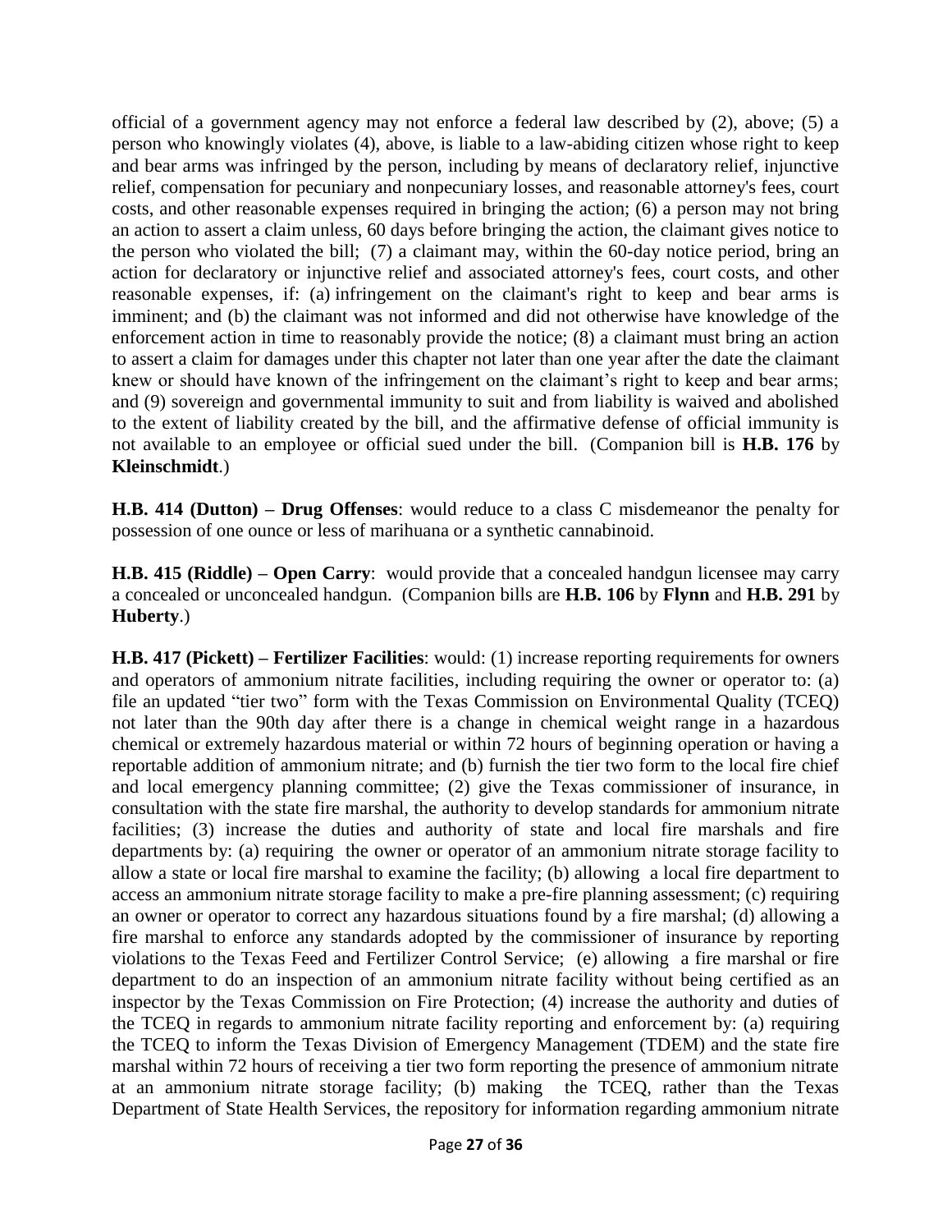official of a government agency may not enforce a federal law described by (2), above; (5) a person who knowingly violates (4), above, is liable to a law-abiding citizen whose right to keep and bear arms was infringed by the person, including by means of declaratory relief, injunctive relief, compensation for pecuniary and nonpecuniary losses, and reasonable attorney's fees, court costs, and other reasonable expenses required in bringing the action; (6) a person may not bring an action to assert a claim unless, 60 days before bringing the action, the claimant gives notice to the person who violated the bill; (7) a claimant may, within the 60-day notice period, bring an action for declaratory or injunctive relief and associated attorney's fees, court costs, and other reasonable expenses, if: (a) infringement on the claimant's right to keep and bear arms is imminent; and (b) the claimant was not informed and did not otherwise have knowledge of the enforcement action in time to reasonably provide the notice; (8) a claimant must bring an action to assert a claim for damages under this chapter not later than one year after the date the claimant knew or should have known of the infringement on the claimant's right to keep and bear arms; and (9) sovereign and governmental immunity to suit and from liability is waived and abolished to the extent of liability created by the bill, and the affirmative defense of official immunity is not available to an employee or official sued under the bill. (Companion bill is **H.B. 176** by **Kleinschmidt**.)

**H.B. 414 (Dutton) – Drug Offenses**: would reduce to a class C misdemeanor the penalty for possession of one ounce or less of marihuana or a synthetic cannabinoid.

**H.B. 415 (Riddle) – Open Carry**: would provide that a concealed handgun licensee may carry a concealed or unconcealed handgun. (Companion bills are **H.B. 106** by **Flynn** and **H.B. 291** by **Huberty**.)

**H.B. 417 (Pickett) – Fertilizer Facilities**: would: (1) increase reporting requirements for owners and operators of ammonium nitrate facilities, including requiring the owner or operator to: (a) file an updated "tier two" form with the Texas Commission on Environmental Quality (TCEQ) not later than the 90th day after there is a change in chemical weight range in a hazardous chemical or extremely hazardous material or within 72 hours of beginning operation or having a reportable addition of ammonium nitrate; and (b) furnish the tier two form to the local fire chief and local emergency planning committee; (2) give the Texas commissioner of insurance, in consultation with the state fire marshal, the authority to develop standards for ammonium nitrate facilities; (3) increase the duties and authority of state and local fire marshals and fire departments by: (a) requiring the owner or operator of an ammonium nitrate storage facility to allow a state or local fire marshal to examine the facility; (b) allowing a local fire department to access an ammonium nitrate storage facility to make a pre-fire planning assessment; (c) requiring an owner or operator to correct any hazardous situations found by a fire marshal; (d) allowing a fire marshal to enforce any standards adopted by the commissioner of insurance by reporting violations to the Texas Feed and Fertilizer Control Service; (e) allowing a fire marshal or fire department to do an inspection of an ammonium nitrate facility without being certified as an inspector by the Texas Commission on Fire Protection; (4) increase the authority and duties of the TCEQ in regards to ammonium nitrate facility reporting and enforcement by: (a) requiring the TCEQ to inform the Texas Division of Emergency Management (TDEM) and the state fire marshal within 72 hours of receiving a tier two form reporting the presence of ammonium nitrate at an ammonium nitrate storage facility; (b) making the TCEQ, rather than the Texas Department of State Health Services, the repository for information regarding ammonium nitrate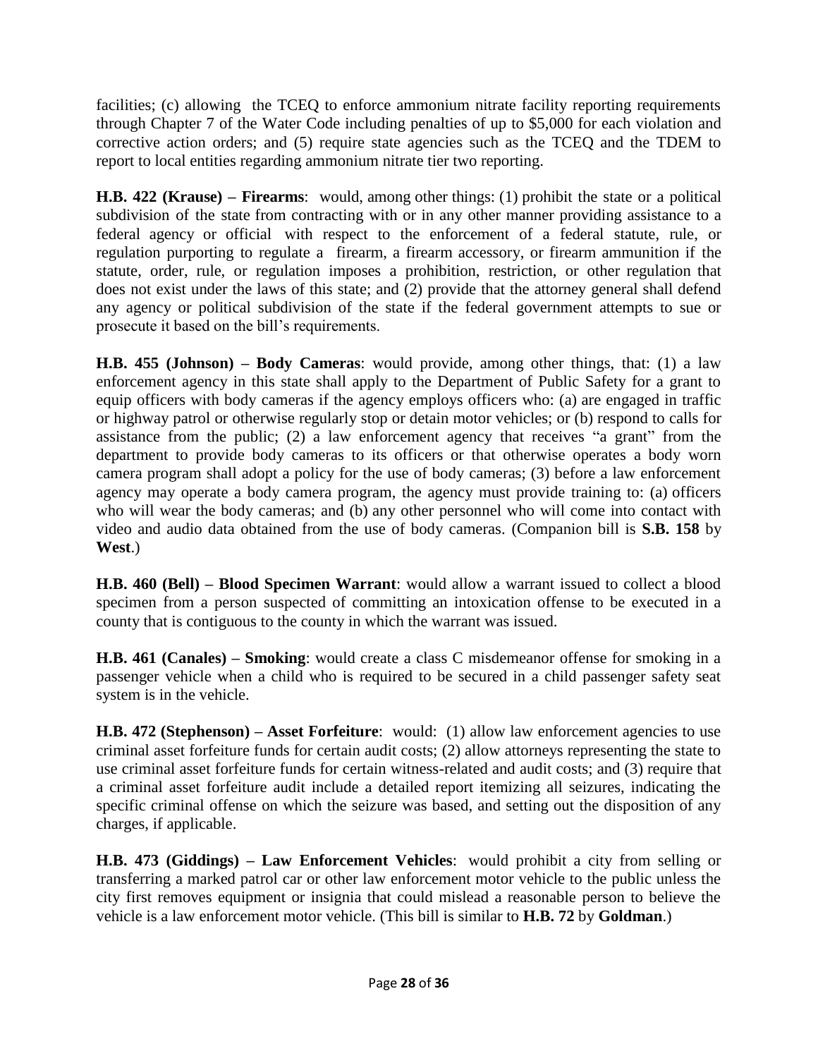facilities; (c) allowing the TCEQ to enforce ammonium nitrate facility reporting requirements through Chapter 7 of the Water Code including penalties of up to $5,000 for each violation and corrective action orders; and (5) require state agencies such as the TCEQ and the TDEM to report to local entities regarding ammonium nitrate tier two reporting.

**H.B. 422 (Krause) – Firearms**: would, among other things: (1) prohibit the state or a political subdivision of the state from contracting with or in any other manner providing assistance to a federal agency or official with respect to the enforcement of a federal statute, rule, or regulation purporting to regulate a firearm, a firearm accessory, or firearm ammunition if the statute, order, rule, or regulation imposes a prohibition, restriction, or other regulation that does not exist under the laws of this state; and (2) provide that the attorney general shall defend any agency or political subdivision of the state if the federal government attempts to sue or prosecute it based on the bill's requirements.

**H.B. 455 (Johnson) – Body Cameras**: would provide, among other things, that: (1) a law enforcement agency in this state shall apply to the Department of Public Safety for a grant to equip officers with body cameras if the agency employs officers who: (a) are engaged in traffic or highway patrol or otherwise regularly stop or detain motor vehicles; or (b) respond to calls for assistance from the public; (2) a law enforcement agency that receives "a grant" from the department to provide body cameras to its officers or that otherwise operates a body worn camera program shall adopt a policy for the use of body cameras; (3) before a law enforcement agency may operate a body camera program, the agency must provide training to: (a) officers who will wear the body cameras; and (b) any other personnel who will come into contact with video and audio data obtained from the use of body cameras. (Companion bill is **S.B. 158** by **West**.)

**H.B. 460 (Bell) – Blood Specimen Warrant**: would allow a warrant issued to collect a blood specimen from a person suspected of committing an intoxication offense to be executed in a county that is contiguous to the county in which the warrant was issued.

**H.B. 461 (Canales) – Smoking**: would create a class C misdemeanor offense for smoking in a passenger vehicle when a child who is required to be secured in a child passenger safety seat system is in the vehicle.

**H.B. 472 (Stephenson) – Asset Forfeiture**: would: (1) allow law enforcement agencies to use criminal asset forfeiture funds for certain audit costs; (2) allow attorneys representing the state to use criminal asset forfeiture funds for certain witness-related and audit costs; and (3) require that a criminal asset forfeiture audit include a detailed report itemizing all seizures, indicating the specific criminal offense on which the seizure was based, and setting out the disposition of any charges, if applicable.

**H.B. 473 (Giddings) – Law Enforcement Vehicles**: would prohibit a city from selling or transferring a marked patrol car or other law enforcement motor vehicle to the public unless the city first removes equipment or insignia that could mislead a reasonable person to believe the vehicle is a law enforcement motor vehicle. (This bill is similar to **H.B. 72** by **Goldman**.)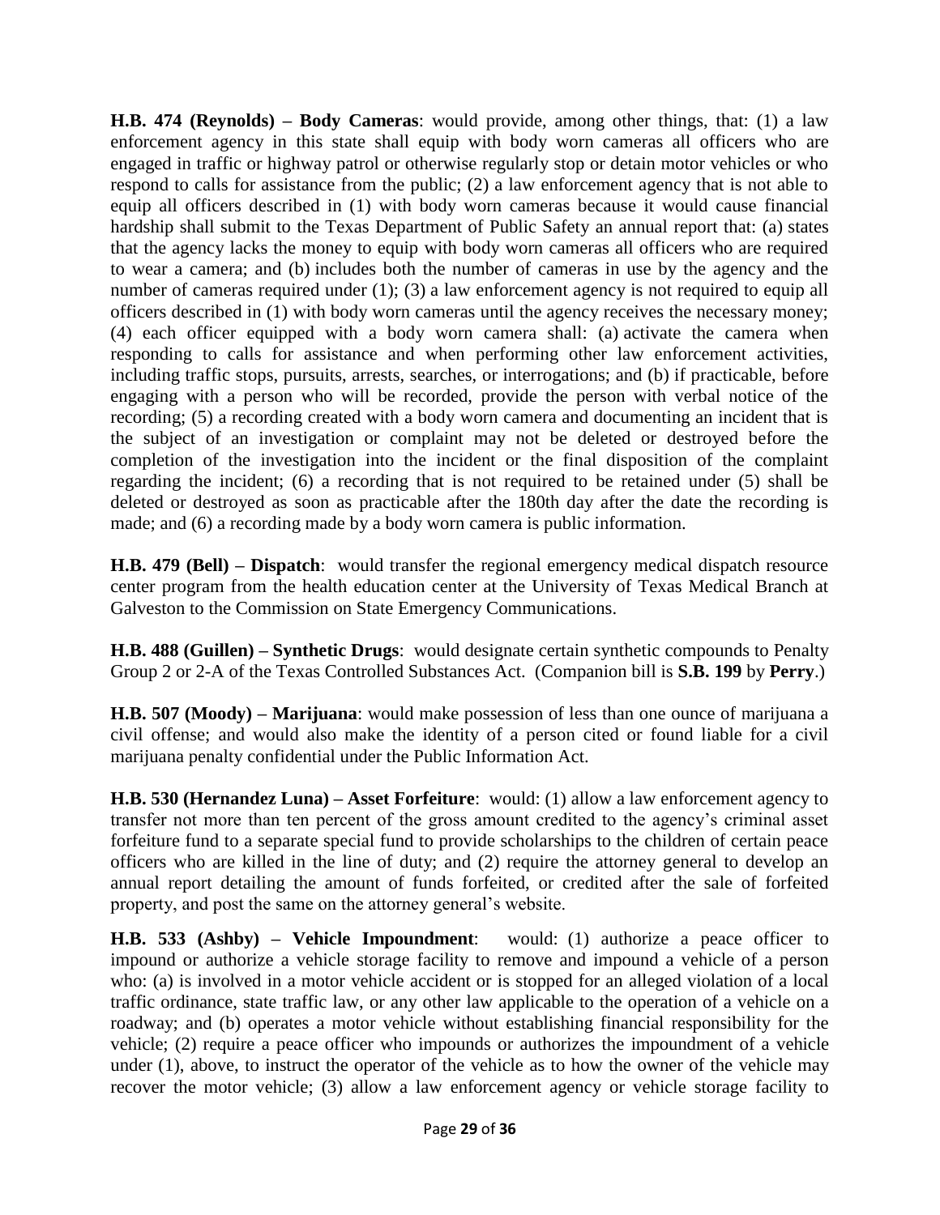**H.B. 474 (Reynolds) – Body Cameras**: would provide, among other things, that: (1) a law enforcement agency in this state shall equip with body worn cameras all officers who are engaged in traffic or highway patrol or otherwise regularly stop or detain motor vehicles or who respond to calls for assistance from the public; (2) a law enforcement agency that is not able to equip all officers described in (1) with body worn cameras because it would cause financial hardship shall submit to the Texas Department of Public Safety an annual report that: (a) states that the agency lacks the money to equip with body worn cameras all officers who are required to wear a camera; and (b) includes both the number of cameras in use by the agency and the number of cameras required under (1); (3) a law enforcement agency is not required to equip all officers described in (1) with body worn cameras until the agency receives the necessary money; (4) each officer equipped with a body worn camera shall: (a) activate the camera when responding to calls for assistance and when performing other law enforcement activities, including traffic stops, pursuits, arrests, searches, or interrogations; and (b) if practicable, before engaging with a person who will be recorded, provide the person with verbal notice of the recording; (5) a recording created with a body worn camera and documenting an incident that is the subject of an investigation or complaint may not be deleted or destroyed before the completion of the investigation into the incident or the final disposition of the complaint regarding the incident; (6) a recording that is not required to be retained under (5) shall be deleted or destroyed as soon as practicable after the 180th day after the date the recording is made; and (6) a recording made by a body worn camera is public information.

**H.B. 479 (Bell) – Dispatch**: would transfer the regional emergency medical dispatch resource center program from the health education center at the University of Texas Medical Branch at Galveston to the Commission on State Emergency Communications.

**H.B. 488 (Guillen) – Synthetic Drugs**: would designate certain synthetic compounds to Penalty Group 2 or 2-A of the Texas Controlled Substances Act. (Companion bill is **S.B. 199** by **Perry**.)

**H.B. 507 (Moody) – Marijuana**: would make possession of less than one ounce of marijuana a civil offense; and would also make the identity of a person cited or found liable for a civil marijuana penalty confidential under the Public Information Act.

**H.B. 530 (Hernandez Luna) – Asset Forfeiture**: would: (1) allow a law enforcement agency to transfer not more than ten percent of the gross amount credited to the agency's criminal asset forfeiture fund to a separate special fund to provide scholarships to the children of certain peace officers who are killed in the line of duty; and (2) require the attorney general to develop an annual report detailing the amount of funds forfeited, or credited after the sale of forfeited property, and post the same on the attorney general's website.

**H.B. 533 (Ashby) – Vehicle Impoundment**: would: (1) authorize a peace officer to impound or authorize a vehicle storage facility to remove and impound a vehicle of a person who: (a) is involved in a motor vehicle accident or is stopped for an alleged violation of a local traffic ordinance, state traffic law, or any other law applicable to the operation of a vehicle on a roadway; and (b) operates a motor vehicle without establishing financial responsibility for the vehicle; (2) require a peace officer who impounds or authorizes the impoundment of a vehicle under (1), above, to instruct the operator of the vehicle as to how the owner of the vehicle may recover the motor vehicle; (3) allow a law enforcement agency or vehicle storage facility to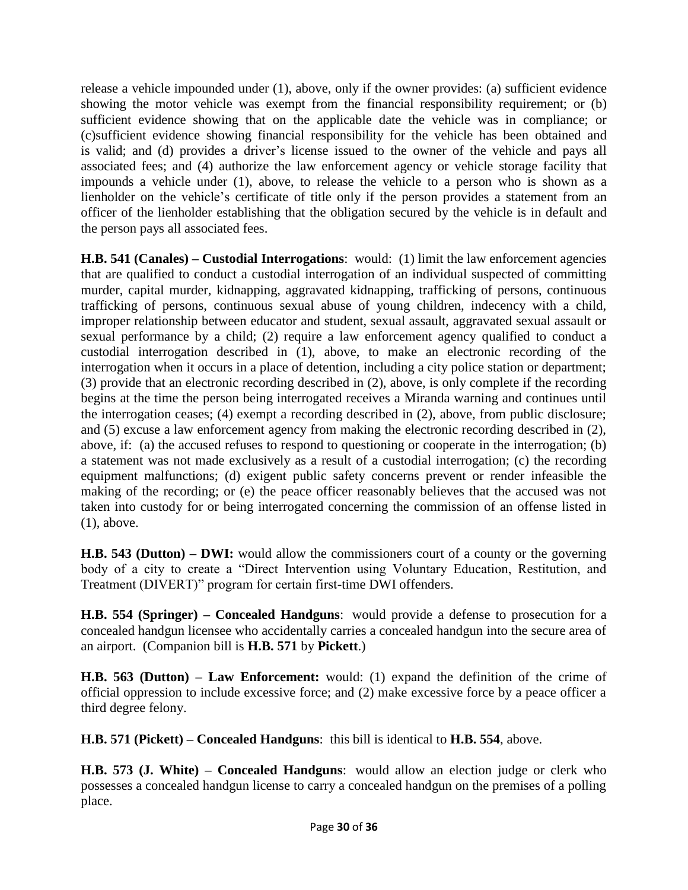release a vehicle impounded under (1), above, only if the owner provides: (a) sufficient evidence showing the motor vehicle was exempt from the financial responsibility requirement; or (b) sufficient evidence showing that on the applicable date the vehicle was in compliance; or (c)sufficient evidence showing financial responsibility for the vehicle has been obtained and is valid; and (d) provides a driver's license issued to the owner of the vehicle and pays all associated fees; and (4) authorize the law enforcement agency or vehicle storage facility that impounds a vehicle under (1), above, to release the vehicle to a person who is shown as a lienholder on the vehicle's certificate of title only if the person provides a statement from an officer of the lienholder establishing that the obligation secured by the vehicle is in default and the person pays all associated fees.

**H.B. 541 (Canales) – Custodial Interrogations**: would: (1) limit the law enforcement agencies that are qualified to conduct a custodial interrogation of an individual suspected of committing murder, capital murder, kidnapping, aggravated kidnapping, trafficking of persons, continuous trafficking of persons, continuous sexual abuse of young children, indecency with a child, improper relationship between educator and student, sexual assault, aggravated sexual assault or sexual performance by a child; (2) require a law enforcement agency qualified to conduct a custodial interrogation described in (1), above, to make an electronic recording of the interrogation when it occurs in a place of detention, including a city police station or department; (3) provide that an electronic recording described in (2), above, is only complete if the recording begins at the time the person being interrogated receives a Miranda warning and continues until the interrogation ceases; (4) exempt a recording described in (2), above, from public disclosure; and (5) excuse a law enforcement agency from making the electronic recording described in (2), above, if: (a) the accused refuses to respond to questioning or cooperate in the interrogation; (b) a statement was not made exclusively as a result of a custodial interrogation; (c) the recording equipment malfunctions; (d) exigent public safety concerns prevent or render infeasible the making of the recording; or (e) the peace officer reasonably believes that the accused was not taken into custody for or being interrogated concerning the commission of an offense listed in (1), above.

**H.B. 543 (Dutton) – DWI:** would allow the commissioners court of a county or the governing body of a city to create a "Direct Intervention using Voluntary Education, Restitution, and Treatment (DIVERT)" program for certain first-time DWI offenders.

**H.B. 554 (Springer) – Concealed Handguns**: would provide a defense to prosecution for a concealed handgun licensee who accidentally carries a concealed handgun into the secure area of an airport. (Companion bill is **H.B. 571** by **Pickett**.)

**H.B. 563 (Dutton) – Law Enforcement:** would: (1) expand the definition of the crime of official oppression to include excessive force; and (2) make excessive force by a peace officer a third degree felony.

**H.B. 571 (Pickett) – Concealed Handguns**: this bill is identical to **H.B. 554**, above.

**H.B. 573 (J. White) – Concealed Handguns**: would allow an election judge or clerk who possesses a concealed handgun license to carry a concealed handgun on the premises of a polling place.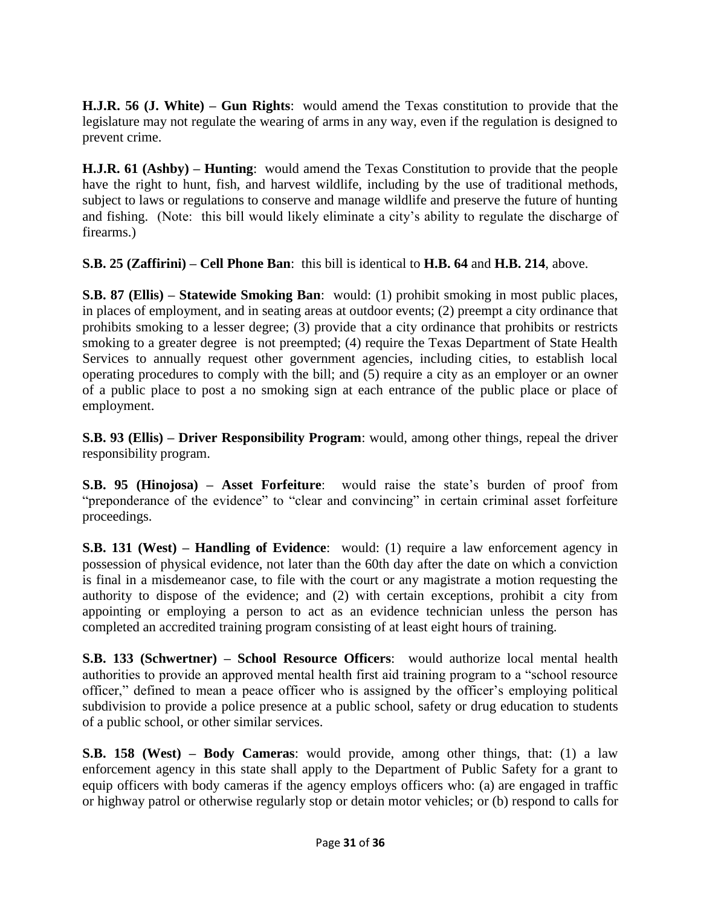**H.J.R. 56 (J. White) – Gun Rights**: would amend the Texas constitution to provide that the legislature may not regulate the wearing of arms in any way, even if the regulation is designed to prevent crime.

**H.J.R. 61 (Ashby) – Hunting**: would amend the Texas Constitution to provide that the people have the right to hunt, fish, and harvest wildlife, including by the use of traditional methods, subject to laws or regulations to conserve and manage wildlife and preserve the future of hunting and fishing. (Note: this bill would likely eliminate a city's ability to regulate the discharge of firearms.)

**S.B. 25 (Zaffirini) – Cell Phone Ban**: this bill is identical to **H.B. 64** and **H.B. 214**, above.

**S.B. 87 (Ellis) – Statewide Smoking Ban**: would: (1) prohibit smoking in most public places, in places of employment, and in seating areas at outdoor events; (2) preempt a city ordinance that prohibits smoking to a lesser degree; (3) provide that a city ordinance that prohibits or restricts smoking to a greater degree is not preempted; (4) require the Texas Department of State Health Services to annually request other government agencies, including cities, to establish local operating procedures to comply with the bill; and (5) require a city as an employer or an owner of a public place to post a no smoking sign at each entrance of the public place or place of employment.

**S.B. 93 (Ellis) – Driver Responsibility Program**: would, among other things, repeal the driver responsibility program.

**S.B. 95 (Hinojosa) – Asset Forfeiture**: would raise the state's burden of proof from "preponderance of the evidence" to "clear and convincing" in certain criminal asset forfeiture proceedings.

**S.B. 131 (West) – Handling of Evidence**: would: (1) require a law enforcement agency in possession of physical evidence, not later than the 60th day after the date on which a conviction is final in a misdemeanor case, to file with the court or any magistrate a motion requesting the authority to dispose of the evidence; and (2) with certain exceptions, prohibit a city from appointing or employing a person to act as an evidence technician unless the person has completed an accredited training program consisting of at least eight hours of training.

**S.B. 133 (Schwertner) – School Resource Officers**: would authorize local mental health authorities to provide an approved mental health first aid training program to a "school resource officer," defined to mean a peace officer who is assigned by the officer's employing political subdivision to provide a police presence at a public school, safety or drug education to students of a public school, or other similar services.

**S.B. 158 (West) – Body Cameras**: would provide, among other things, that: (1) a law enforcement agency in this state shall apply to the Department of Public Safety for a grant to equip officers with body cameras if the agency employs officers who: (a) are engaged in traffic or highway patrol or otherwise regularly stop or detain motor vehicles; or (b) respond to calls for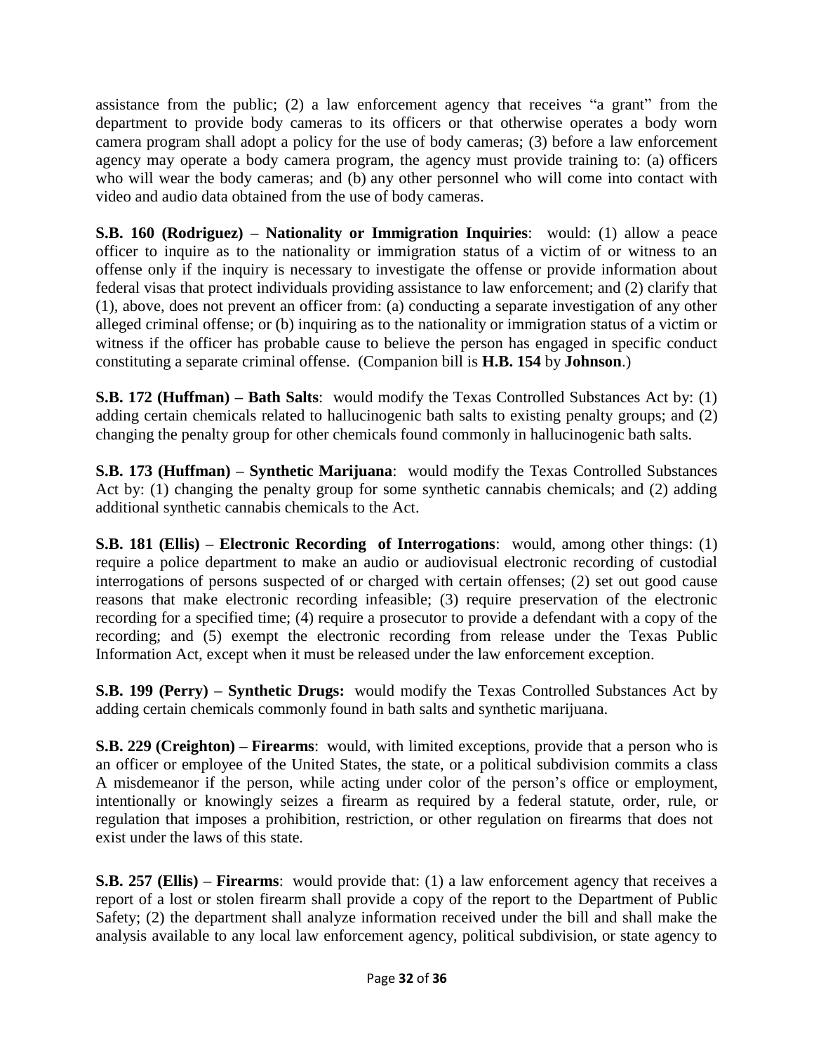assistance from the public; (2) a law enforcement agency that receives "a grant" from the department to provide body cameras to its officers or that otherwise operates a body worn camera program shall adopt a policy for the use of body cameras; (3) before a law enforcement agency may operate a body camera program, the agency must provide training to: (a) officers who will wear the body cameras; and (b) any other personnel who will come into contact with video and audio data obtained from the use of body cameras.

**S.B. 160 (Rodriguez) – Nationality or Immigration Inquiries**: would: (1) allow a peace officer to inquire as to the nationality or immigration status of a victim of or witness to an offense only if the inquiry is necessary to investigate the offense or provide information about federal visas that protect individuals providing assistance to law enforcement; and (2) clarify that (1), above, does not prevent an officer from: (a) conducting a separate investigation of any other alleged criminal offense; or (b) inquiring as to the nationality or immigration status of a victim or witness if the officer has probable cause to believe the person has engaged in specific conduct constituting a separate criminal offense. (Companion bill is **H.B. 154** by **Johnson**.)

**S.B. 172 (Huffman) – Bath Salts**: would modify the Texas Controlled Substances Act by: (1) adding certain chemicals related to hallucinogenic bath salts to existing penalty groups; and (2) changing the penalty group for other chemicals found commonly in hallucinogenic bath salts.

**S.B. 173 (Huffman) – Synthetic Marijuana**: would modify the Texas Controlled Substances Act by: (1) changing the penalty group for some synthetic cannabis chemicals; and (2) adding additional synthetic cannabis chemicals to the Act.

**S.B. 181 (Ellis) – Electronic Recording of Interrogations**: would, among other things: (1) require a police department to make an audio or audiovisual electronic recording of custodial interrogations of persons suspected of or charged with certain offenses; (2) set out good cause reasons that make electronic recording infeasible; (3) require preservation of the electronic recording for a specified time; (4) require a prosecutor to provide a defendant with a copy of the recording; and (5) exempt the electronic recording from release under the Texas Public Information Act, except when it must be released under the law enforcement exception.

**S.B. 199 (Perry) – Synthetic Drugs:** would modify the Texas Controlled Substances Act by adding certain chemicals commonly found in bath salts and synthetic marijuana.

**S.B. 229 (Creighton) – Firearms**: would, with limited exceptions, provide that a person who is an officer or employee of the United States, the state, or a political subdivision commits a class A misdemeanor if the person, while acting under color of the person's office or employment, intentionally or knowingly seizes a firearm as required by a federal statute, order, rule, or regulation that imposes a prohibition, restriction, or other regulation on firearms that does not exist under the laws of this state.

**S.B. 257 (Ellis) – Firearms**: would provide that: (1) a law enforcement agency that receives a report of a lost or stolen firearm shall provide a copy of the report to the Department of Public Safety; (2) the department shall analyze information received under the bill and shall make the analysis available to any local law enforcement agency, political subdivision, or state agency to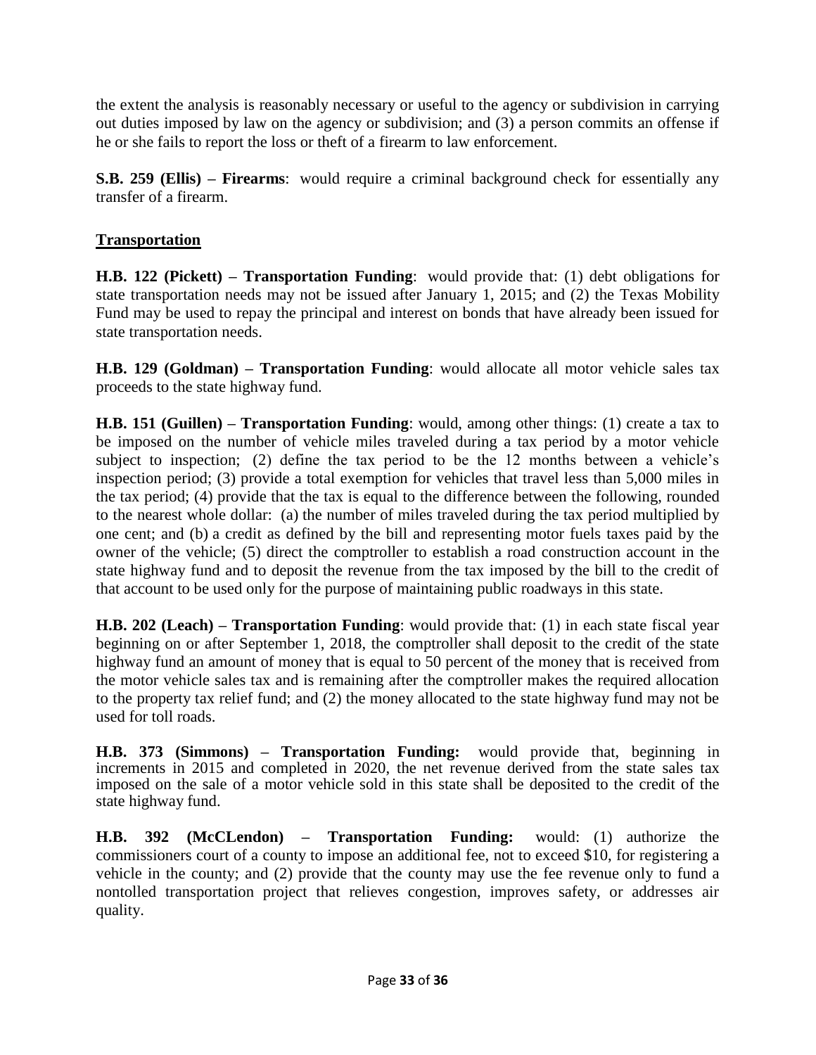the extent the analysis is reasonably necessary or useful to the agency or subdivision in carrying out duties imposed by law on the agency or subdivision; and (3) a person commits an offense if he or she fails to report the loss or theft of a firearm to law enforcement.

**S.B. 259 (Ellis) – Firearms**: would require a criminal background check for essentially any transfer of a firearm.

**Transportation**

**H.B. 122 (Pickett) – Transportation Funding**: would provide that: (1) debt obligations for state transportation needs may not be issued after January 1, 2015; and (2) the Texas Mobility Fund may be used to repay the principal and interest on bonds that have already been issued for state transportation needs.

**H.B. 129 (Goldman) – Transportation Funding**: would allocate all motor vehicle sales tax proceeds to the state highway fund.

**H.B. 151 (Guillen) – Transportation Funding**: would, among other things: (1) create a tax to be imposed on the number of vehicle miles traveled during a tax period by a motor vehicle subject to inspection; (2) define the tax period to be the 12 months between a vehicle's inspection period; (3) provide a total exemption for vehicles that travel less than 5,000 miles in the tax period; (4) provide that the tax is equal to the difference between the following, rounded to the nearest whole dollar: (a) the number of miles traveled during the tax period multiplied by one cent; and (b) a credit as defined by the bill and representing motor fuels taxes paid by the owner of the vehicle; (5) direct the comptroller to establish a road construction account in the state highway fund and to deposit the revenue from the tax imposed by the bill to the credit of that account to be used only for the purpose of maintaining public roadways in this state.

**H.B. 202 (Leach) – Transportation Funding**: would provide that: (1) in each state fiscal year beginning on or after September 1, 2018, the comptroller shall deposit to the credit of the state highway fund an amount of money that is equal to 50 percent of the money that is received from the motor vehicle sales tax and is remaining after the comptroller makes the required allocation to the property tax relief fund; and (2) the money allocated to the state highway fund may not be used for toll roads.

**H.B. 373 (Simmons) – Transportation Funding:** would provide that, beginning in increments in 2015 and completed in 2020, the net revenue derived from the state sales tax imposed on the sale of a motor vehicle sold in this state shall be deposited to the credit of the state highway fund.

**H.B. 392 (McCLendon) – Transportation Funding:** would: (1) authorize the commissioners court of a county to impose an additional fee, not to exceed $10, for registering a vehicle in the county; and (2) provide that the county may use the fee revenue only to fund a nontolled transportation project that relieves congestion, improves safety, or addresses air quality.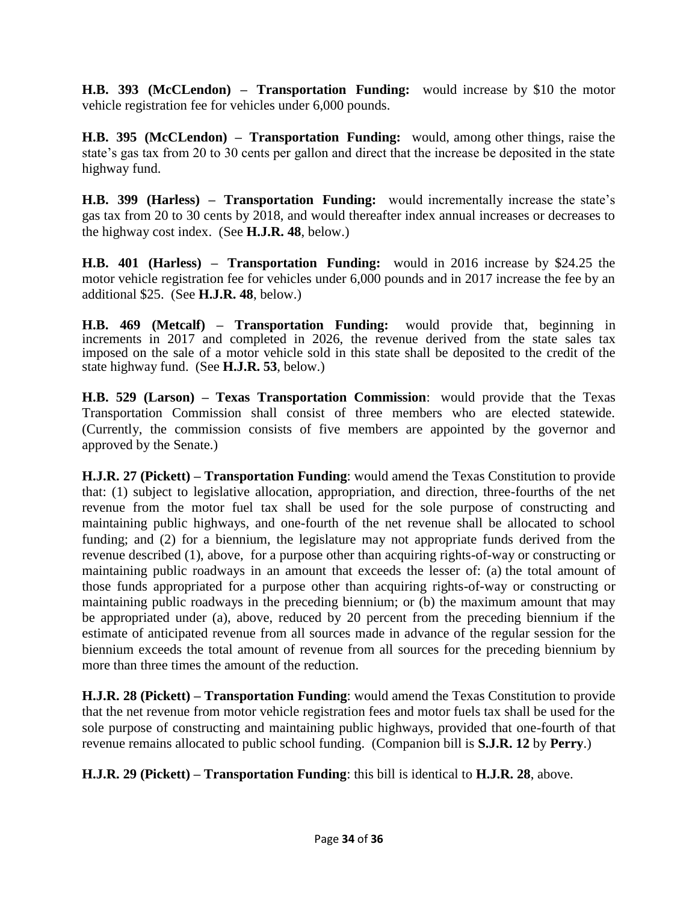**H.B. 393 (McCLendon) – Transportation Funding:** would increase by $10 the motor vehicle registration fee for vehicles under 6,000 pounds.

**H.B. 395 (McCLendon) – Transportation Funding:** would, among other things, raise the state's gas tax from 20 to 30 cents per gallon and direct that the increase be deposited in the state highway fund.

**H.B. 399 (Harless) – Transportation Funding:** would incrementally increase the state's gas tax from 20 to 30 cents by 2018, and would thereafter index annual increases or decreases to the highway cost index. (See **H.J.R. 48**, below.)

**H.B. 401 (Harless) – Transportation Funding:** would in 2016 increase by $24.25 the motor vehicle registration fee for vehicles under 6,000 pounds and in 2017 increase the fee by an additional $25. (See **H.J.R. 48**, below.)

**H.B. 469 (Metcalf) – Transportation Funding:** would provide that, beginning in increments in 2017 and completed in 2026, the revenue derived from the state sales tax imposed on the sale of a motor vehicle sold in this state shall be deposited to the credit of the state highway fund. (See **H.J.R. 53**, below.)

**H.B. 529 (Larson) – Texas Transportation Commission**: would provide that the Texas Transportation Commission shall consist of three members who are elected statewide. (Currently, the commission consists of five members are appointed by the governor and approved by the Senate.)

**H.J.R. 27 (Pickett) – Transportation Funding**: would amend the Texas Constitution to provide that: (1) subject to legislative allocation, appropriation, and direction, three-fourths of the net revenue from the motor fuel tax shall be used for the sole purpose of constructing and maintaining public highways, and one-fourth of the net revenue shall be allocated to school funding; and (2) for a biennium, the legislature may not appropriate funds derived from the revenue described (1), above, for a purpose other than acquiring rights-of-way or constructing or maintaining public roadways in an amount that exceeds the lesser of: (a) the total amount of those funds appropriated for a purpose other than acquiring rights-of-way or constructing or maintaining public roadways in the preceding biennium; or (b) the maximum amount that may be appropriated under (a), above, reduced by 20 percent from the preceding biennium if the estimate of anticipated revenue from all sources made in advance of the regular session for the biennium exceeds the total amount of revenue from all sources for the preceding biennium by more than three times the amount of the reduction.

**H.J.R. 28 (Pickett) – Transportation Funding**: would amend the Texas Constitution to provide that the net revenue from motor vehicle registration fees and motor fuels tax shall be used for the sole purpose of constructing and maintaining public highways, provided that one-fourth of that revenue remains allocated to public school funding. (Companion bill is **S.J.R. 12** by **Perry**.)

**H.J.R. 29 (Pickett) – Transportation Funding**: this bill is identical to **H.J.R. 28**, above.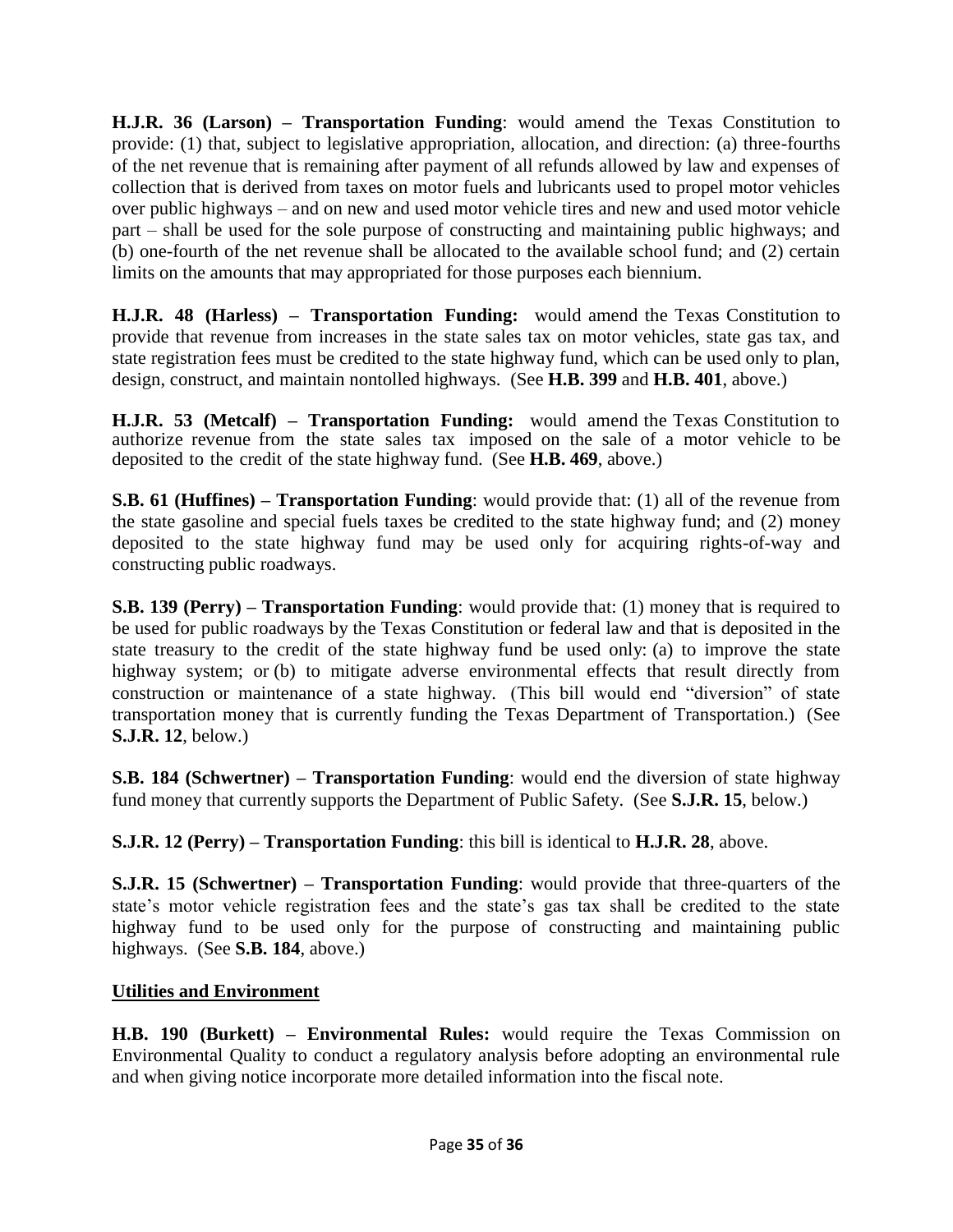**H.J.R. 36 (Larson) – Transportation Funding**: would amend the Texas Constitution to provide: (1) that, subject to legislative appropriation, allocation, and direction: (a) three-fourths of the net revenue that is remaining after payment of all refunds allowed by law and expenses of collection that is derived from taxes on motor fuels and lubricants used to propel motor vehicles over public highways – and on new and used motor vehicle tires and new and used motor vehicle part – shall be used for the sole purpose of constructing and maintaining public highways; and (b) one-fourth of the net revenue shall be allocated to the available school fund; and (2) certain limits on the amounts that may appropriated for those purposes each biennium.

**H.J.R. 48 (Harless) – Transportation Funding:** would amend the Texas Constitution to provide that revenue from increases in the state sales tax on motor vehicles, state gas tax, and state registration fees must be credited to the state highway fund, which can be used only to plan, design, construct, and maintain nontolled highways. (See **H.B. 399** and **H.B. 401**, above.)

**H.J.R. 53 (Metcalf) – Transportation Funding:** would amend the Texas Constitution to authorize revenue from the state sales tax imposed on the sale of a motor vehicle to be deposited to the credit of the state highway fund. (See **H.B. 469**, above.)

**S.B. 61 (Huffines) – Transportation Funding**: would provide that: (1) all of the revenue from the state gasoline and special fuels taxes be credited to the state highway fund; and (2) money deposited to the state highway fund may be used only for acquiring rights-of-way and constructing public roadways.

**S.B. 139 (Perry) – Transportation Funding**: would provide that: (1) money that is required to be used for public roadways by the Texas Constitution or federal law and that is deposited in the state treasury to the credit of the state highway fund be used only: (a) to improve the state highway system; or (b) to mitigate adverse environmental effects that result directly from construction or maintenance of a state highway. (This bill would end "diversion" of state transportation money that is currently funding the Texas Department of Transportation.) (See **S.J.R. 12**, below.)

**S.B. 184 (Schwertner) – Transportation Funding**: would end the diversion of state highway fund money that currently supports the Department of Public Safety. (See **S.J.R. 15**, below.)

**S.J.R. 12 (Perry) – Transportation Funding**: this bill is identical to **H.J.R. 28**, above.

**S.J.R. 15 (Schwertner) – Transportation Funding**: would provide that three-quarters of the state's motor vehicle registration fees and the state's gas tax shall be credited to the state highway fund to be used only for the purpose of constructing and maintaining public highways. (See **S.B. 184**, above.)

**Utilities and Environment**

**H.B. 190 (Burkett) – Environmental Rules:** would require the Texas Commission on Environmental Quality to conduct a regulatory analysis before adopting an environmental rule and when giving notice incorporate more detailed information into the fiscal note.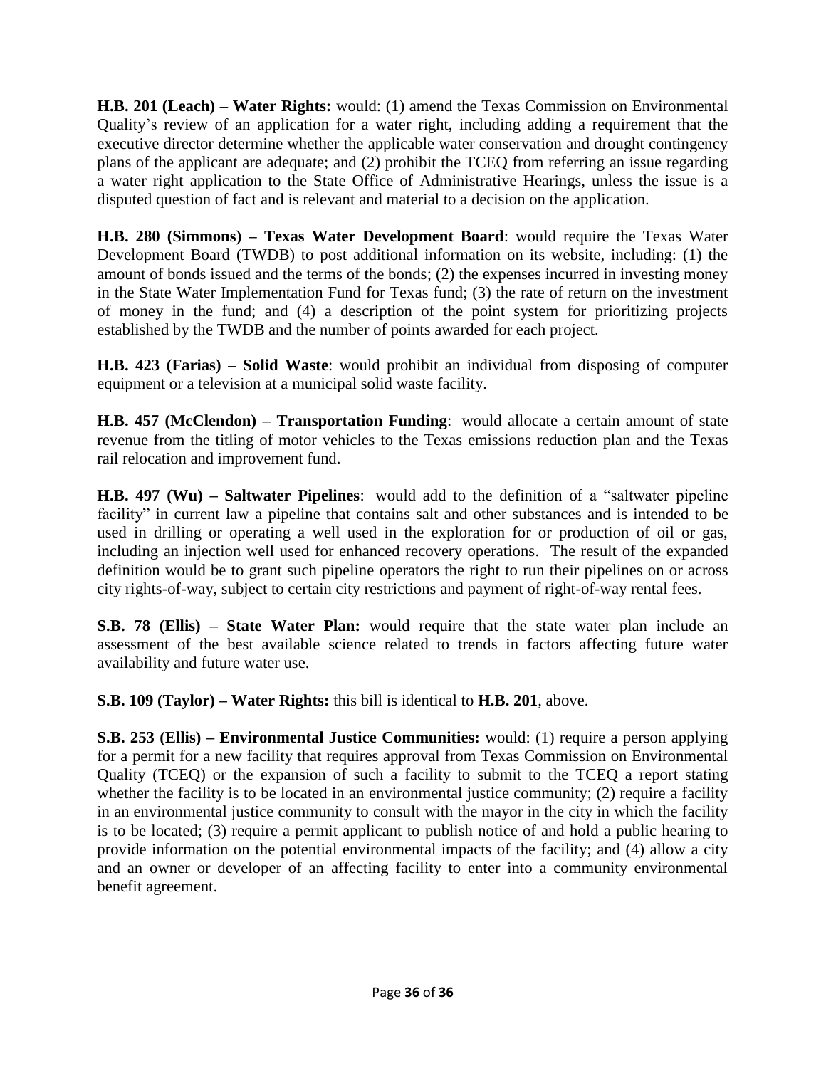**H.B. 201 (Leach) – Water Rights:** would: (1) amend the Texas Commission on Environmental Quality's review of an application for a water right, including adding a requirement that the executive director determine whether the applicable water conservation and drought contingency plans of the applicant are adequate; and (2) prohibit the TCEQ from referring an issue regarding a water right application to the State Office of Administrative Hearings, unless the issue is a disputed question of fact and is relevant and material to a decision on the application.

**H.B. 280 (Simmons) – Texas Water Development Board**: would require the Texas Water Development Board (TWDB) to post additional information on its website, including: (1) the amount of bonds issued and the terms of the bonds; (2) the expenses incurred in investing money in the State Water Implementation Fund for Texas fund; (3) the rate of return on the investment of money in the fund; and (4) a description of the point system for prioritizing projects established by the TWDB and the number of points awarded for each project.

**H.B. 423 (Farias) – Solid Waste**: would prohibit an individual from disposing of computer equipment or a television at a municipal solid waste facility.

**H.B. 457 (McClendon) – Transportation Funding**: would allocate a certain amount of state revenue from the titling of motor vehicles to the Texas emissions reduction plan and the Texas rail relocation and improvement fund.

**H.B. 497 (Wu) – Saltwater Pipelines**: would add to the definition of a "saltwater pipeline facility" in current law a pipeline that contains salt and other substances and is intended to be used in drilling or operating a well used in the exploration for or production of oil or gas, including an injection well used for enhanced recovery operations. The result of the expanded definition would be to grant such pipeline operators the right to run their pipelines on or across city rights-of-way, subject to certain city restrictions and payment of right-of-way rental fees.

**S.B. 78 (Ellis) – State Water Plan:** would require that the state water plan include an assessment of the best available science related to trends in factors affecting future water availability and future water use.

**S.B. 109 (Taylor) – Water Rights:** this bill is identical to **H.B. 201**, above.

**S.B. 253 (Ellis) – Environmental Justice Communities:** would: (1) require a person applying for a permit for a new facility that requires approval from Texas Commission on Environmental Quality (TCEQ) or the expansion of such a facility to submit to the TCEQ a report stating whether the facility is to be located in an environmental justice community; (2) require a facility in an environmental justice community to consult with the mayor in the city in which the facility is to be located; (3) require a permit applicant to publish notice of and hold a public hearing to provide information on the potential environmental impacts of the facility; and (4) allow a city and an owner or developer of an affecting facility to enter into a community environmental benefit agreement.